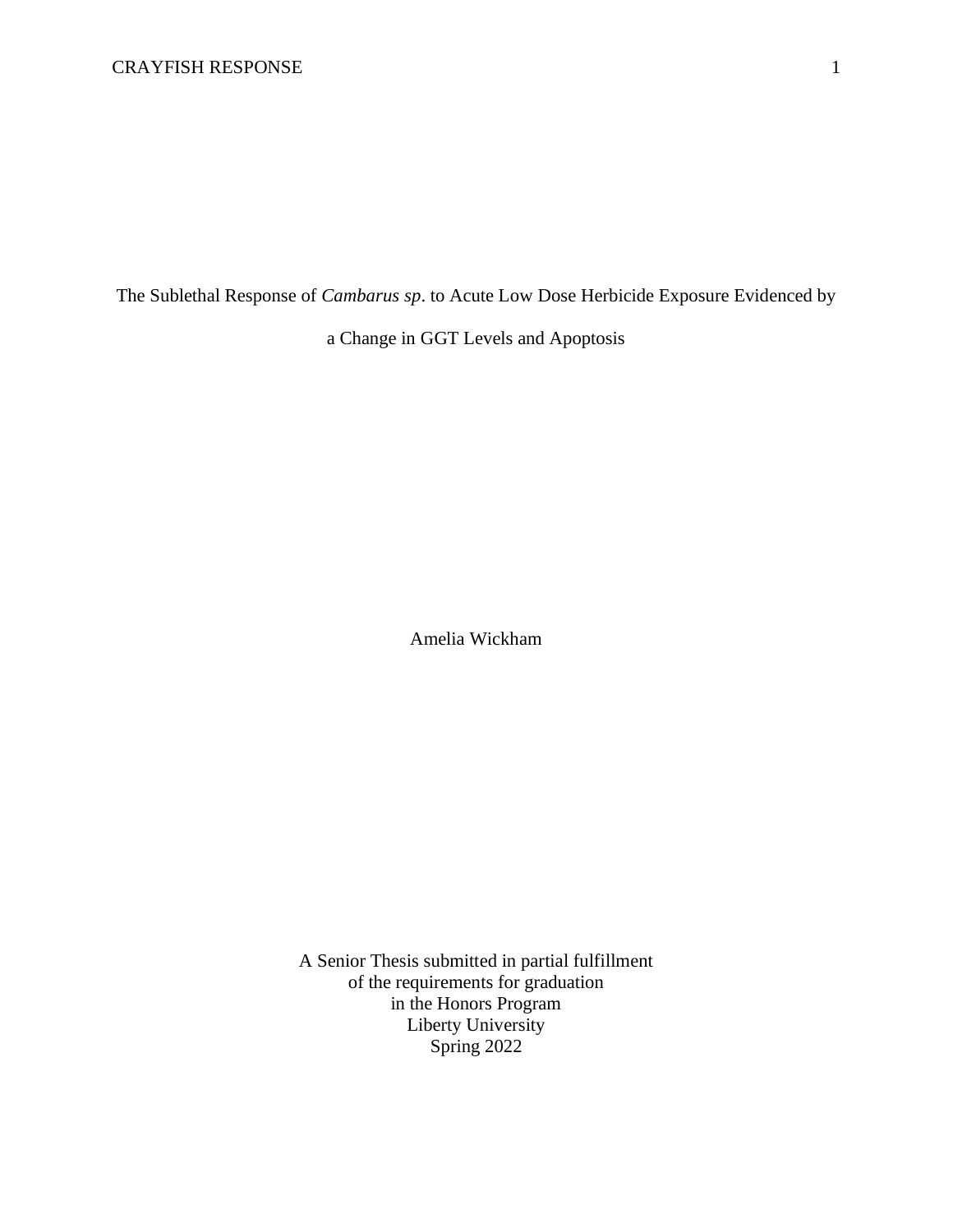# The Sublethal Response of *Cambarus sp*. to Acute Low Dose Herbicide Exposure Evidenced by a Change in GGT Levels and Apoptosis

Amelia Wickham

A Senior Thesis submitted in partial fulfillment
of the requirements for graduation
in the Honors Program
Liberty University
Spring 2022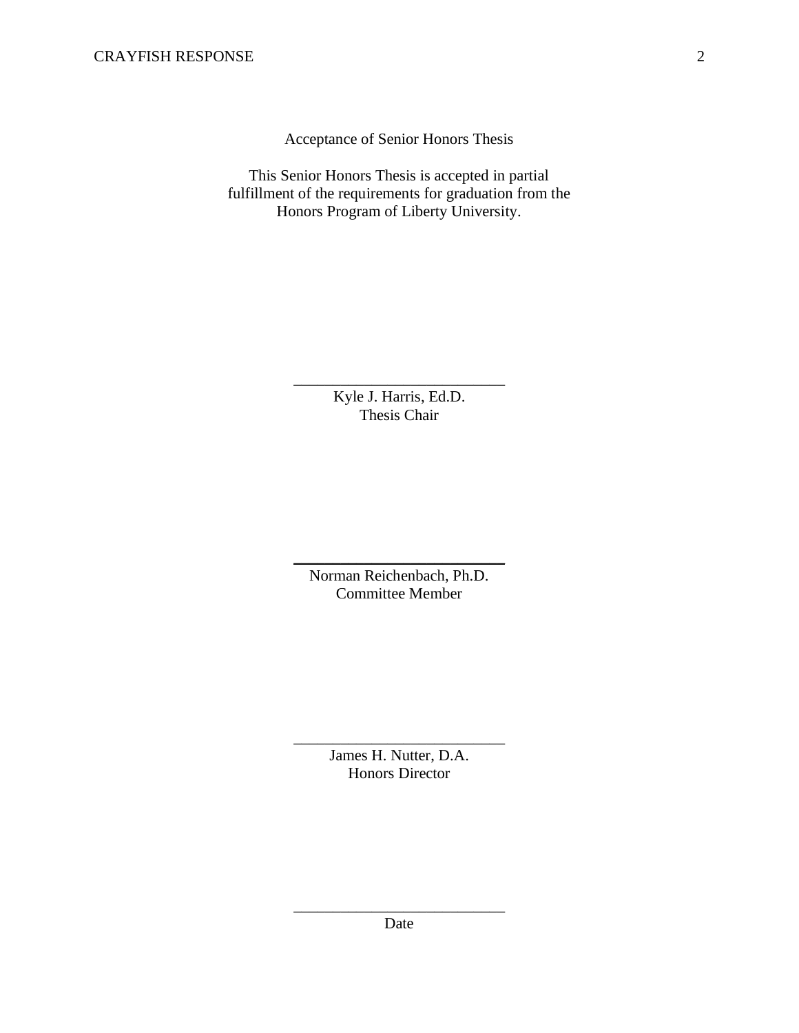Acceptance of Senior Honors Thesis

This Senior Honors Thesis is accepted in partial fulfillment of the requirements for graduation from the Honors Program of Liberty University.

______________________________
Kyle J. Harris, Ed.D.
Thesis Chair

______________________________
Norman Reichenbach, Ph.D.
Committee Member

______________________________
James H. Nutter, D.A.
Honors Director

______________________________
Date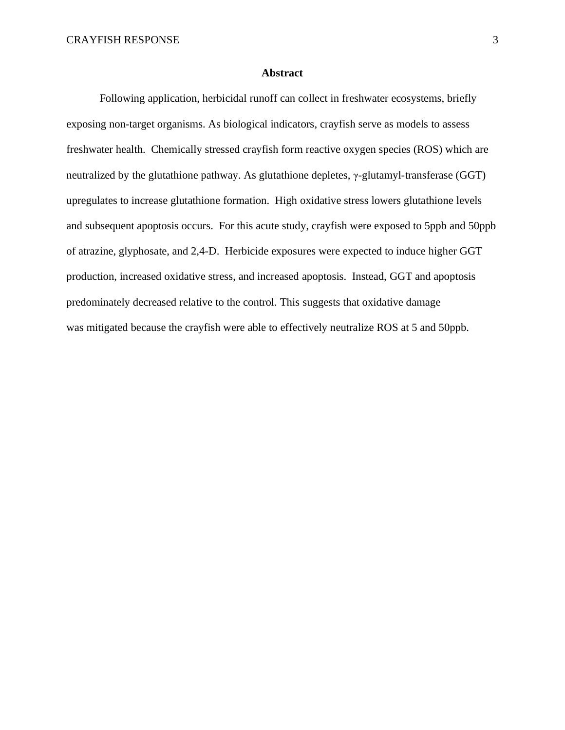**Abstract**

Following application, herbicidal runoff can collect in freshwater ecosystems, briefly exposing non-target organisms. As biological indicators, crayfish serve as models to assess freshwater health. Chemically stressed crayfish form reactive oxygen species (ROS) which are neutralized by the glutathione pathway. As glutathione depletes, γ-glutamyl-transferase (GGT) upregulates to increase glutathione formation. High oxidative stress lowers glutathione levels and subsequent apoptosis occurs. For this acute study, crayfish were exposed to 5ppb and 50ppb of atrazine, glyphosate, and 2,4-D. Herbicide exposures were expected to induce higher GGT production, increased oxidative stress, and increased apoptosis. Instead, GGT and apoptosis predominately decreased relative to the control. This suggests that oxidative damage was mitigated because the crayfish were able to effectively neutralize ROS at 5 and 50ppb.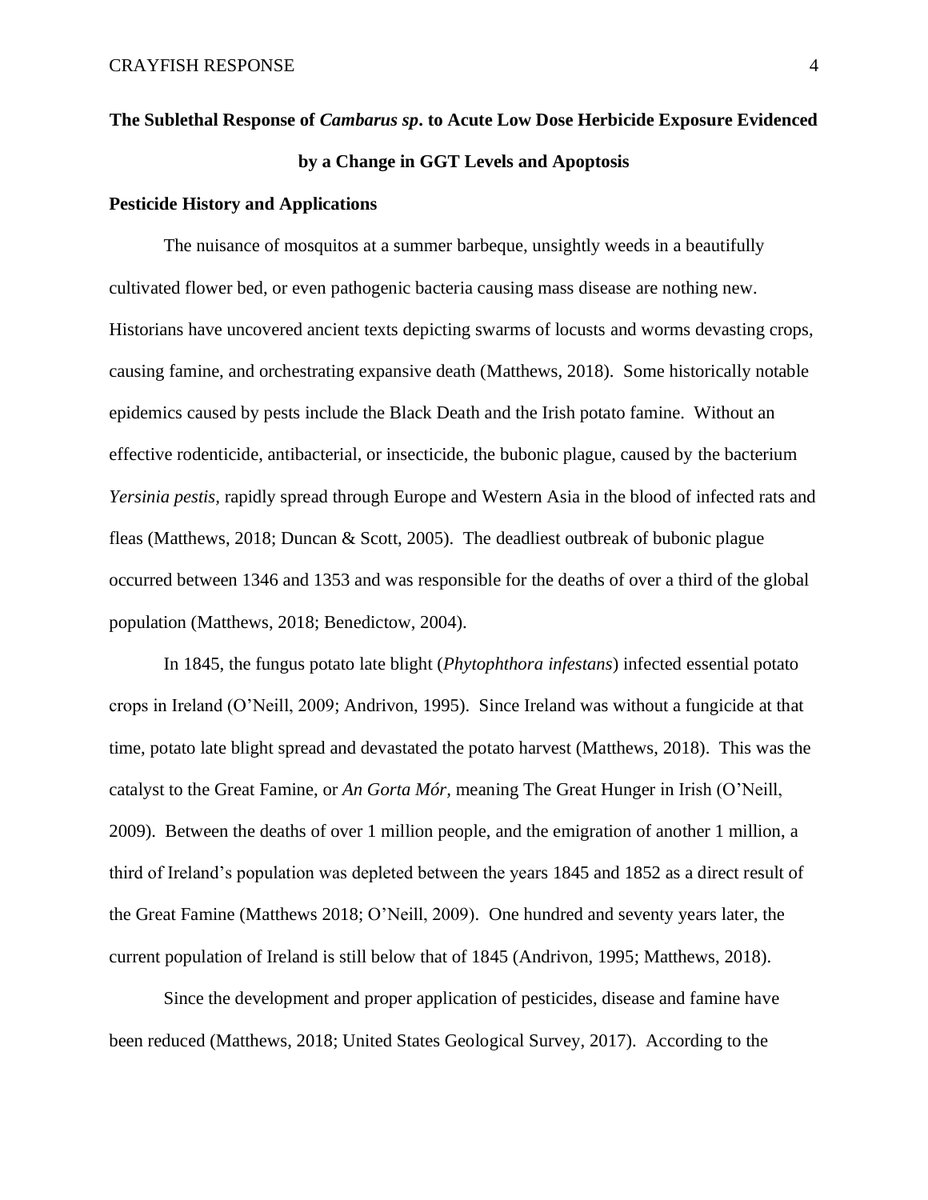# The Sublethal Response of *Cambarus sp*. to Acute Low Dose Herbicide Exposure Evidenced by a Change in GGT Levels and Apoptosis

## Pesticide History and Applications

The nuisance of mosquitos at a summer barbeque, unsightly weeds in a beautifully cultivated flower bed, or even pathogenic bacteria causing mass disease are nothing new. Historians have uncovered ancient texts depicting swarms of locusts and worms devasting crops, causing famine, and orchestrating expansive death (Matthews, 2018). Some historically notable epidemics caused by pests include the Black Death and the Irish potato famine. Without an effective rodenticide, antibacterial, or insecticide, the bubonic plague, caused by the bacterium *Yersinia pestis*, rapidly spread through Europe and Western Asia in the blood of infected rats and fleas (Matthews, 2018; Duncan & Scott, 2005). The deadliest outbreak of bubonic plague occurred between 1346 and 1353 and was responsible for the deaths of over a third of the global population (Matthews, 2018; Benedictow, 2004).

In 1845, the fungus potato late blight (*Phytophthora infestans*) infected essential potato crops in Ireland (O'Neill, 2009; Andrivon, 1995). Since Ireland was without a fungicide at that time, potato late blight spread and devastated the potato harvest (Matthews, 2018). This was the catalyst to the Great Famine, or *An Gorta Mór,* meaning The Great Hunger in Irish (O'Neill, 2009). Between the deaths of over 1 million people, and the emigration of another 1 million, a third of Ireland's population was depleted between the years 1845 and 1852 as a direct result of the Great Famine (Matthews 2018; O'Neill, 2009). One hundred and seventy years later, the current population of Ireland is still below that of 1845 (Andrivon, 1995; Matthews, 2018).

Since the development and proper application of pesticides, disease and famine have been reduced (Matthews, 2018; United States Geological Survey, 2017). According to the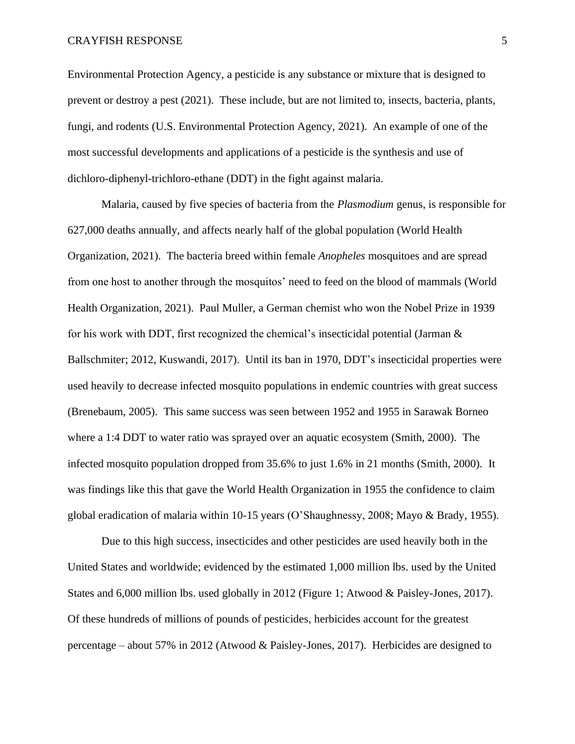Environmental Protection Agency, a pesticide is any substance or mixture that is designed to prevent or destroy a pest (2021). These include, but are not limited to, insects, bacteria, plants, fungi, and rodents (U.S. Environmental Protection Agency, 2021). An example of one of the most successful developments and applications of a pesticide is the synthesis and use of dichloro-diphenyl-trichloro-ethane (DDT) in the fight against malaria.

Malaria, caused by five species of bacteria from the *Plasmodium* genus, is responsible for 627,000 deaths annually, and affects nearly half of the global population (World Health Organization, 2021). The bacteria breed within female *Anopheles* mosquitoes and are spread from one host to another through the mosquitos' need to feed on the blood of mammals (World Health Organization, 2021). Paul Muller, a German chemist who won the Nobel Prize in 1939 for his work with DDT, first recognized the chemical's insecticidal potential (Jarman & Ballschmiter; 2012, Kuswandi, 2017). Until its ban in 1970, DDT's insecticidal properties were used heavily to decrease infected mosquito populations in endemic countries with great success (Brenebaum, 2005). This same success was seen between 1952 and 1955 in Sarawak Borneo where a 1:4 DDT to water ratio was sprayed over an aquatic ecosystem (Smith, 2000). The infected mosquito population dropped from 35.6% to just 1.6% in 21 months (Smith, 2000). It was findings like this that gave the World Health Organization in 1955 the confidence to claim global eradication of malaria within 10-15 years (O'Shaughnessy, 2008; Mayo & Brady, 1955).

Due to this high success, insecticides and other pesticides are used heavily both in the United States and worldwide; evidenced by the estimated 1,000 million lbs. used by the United States and 6,000 million lbs. used globally in 2012 (Figure 1; Atwood & Paisley-Jones, 2017). Of these hundreds of millions of pounds of pesticides, herbicides account for the greatest percentage – about 57% in 2012 (Atwood & Paisley-Jones, 2017). Herbicides are designed to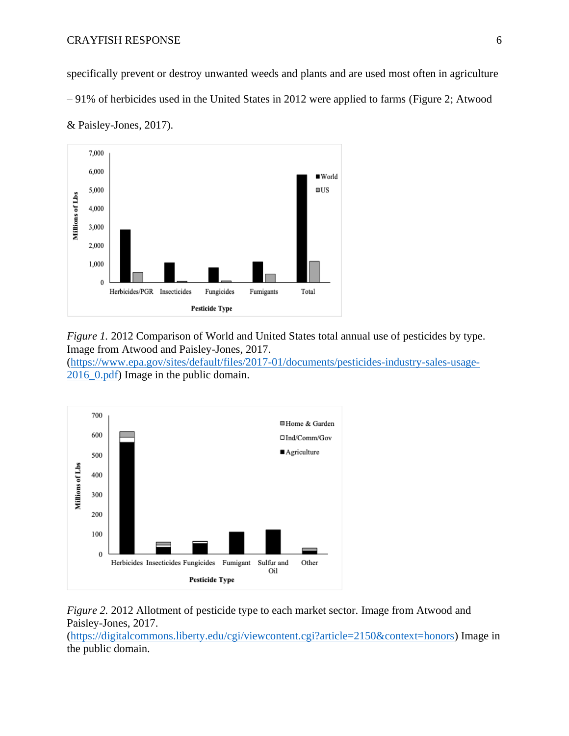specifically prevent or destroy unwanted weeds and plants and are used most often in agriculture – 91% of herbicides used in the United States in 2012 were applied to farms (Figure 2; Atwood & Paisley-Jones, 2017).

*Figure 1.* 2012 Comparison of World and United States total annual use of pesticides by type. Image from Atwood and Paisley-Jones, 2017. (https://www.epa.gov/sites/default/files/2017-01/documents/pesticides-industry-sales-usage-2016_0.pdf) Image in the public domain.

*Figure 2.* 2012 Allotment of pesticide type to each market sector. Image from Atwood and Paisley-Jones, 2017. (https://digitalcommons.liberty.edu/cgi/viewcontent.cgi?article=2150&context=honors) Image in the public domain.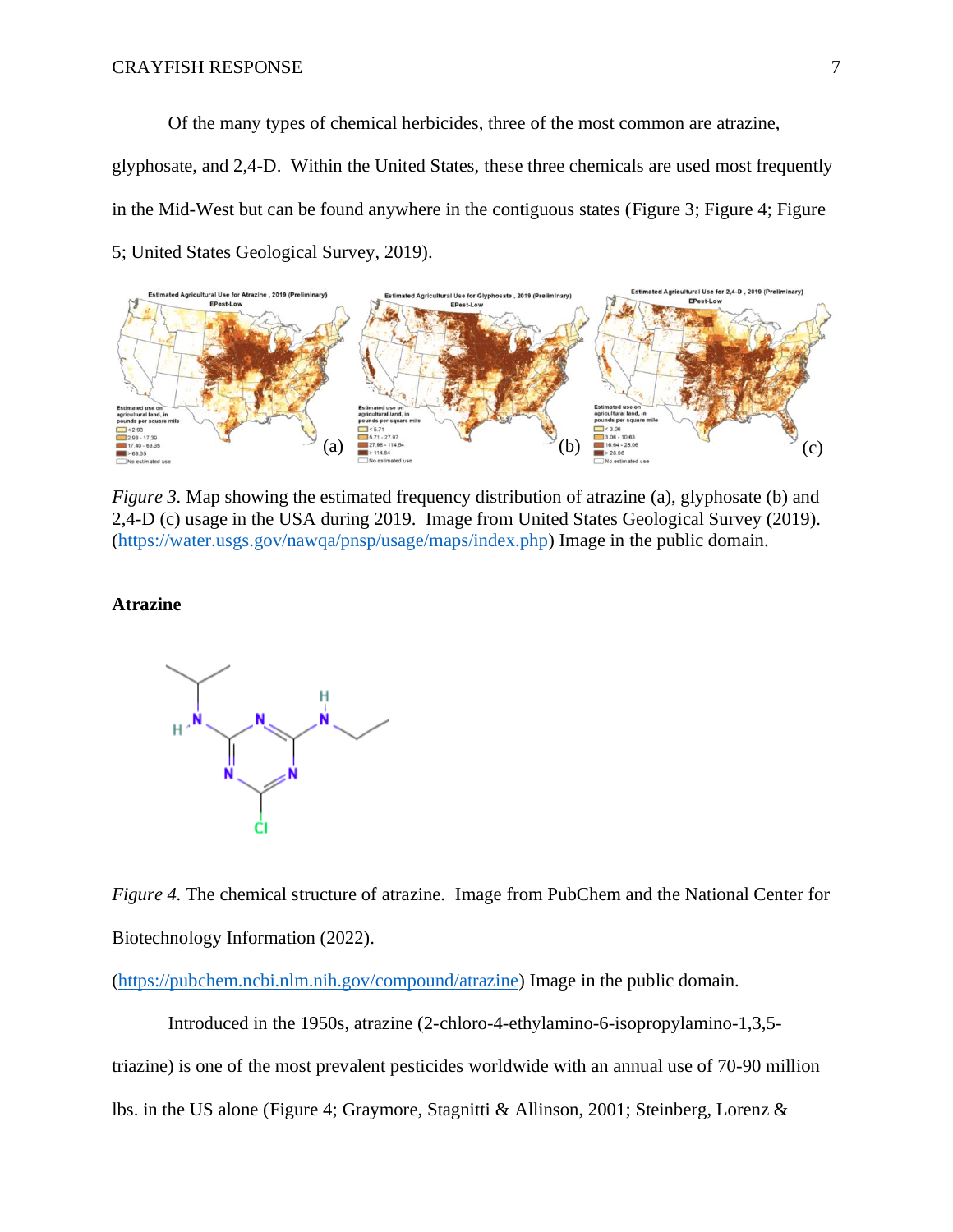Of the many types of chemical herbicides, three of the most common are atrazine, glyphosate, and 2,4-D. Within the United States, these three chemicals are used most frequently in the Mid-West but can be found anywhere in the contiguous states (Figure 3; Figure 4; Figure 5; United States Geological Survey, 2019).

*Figure 3.* Map showing the estimated frequency distribution of atrazine (a), glyphosate (b) and 2,4-D (c) usage in the USA during 2019. Image from United States Geological Survey (2019). (https://water.usgs.gov/nawqa/pnsp/usage/maps/index.php) Image in the public domain.

**Atrazine**

*Figure 4.* The chemical structure of atrazine. Image from PubChem and the National Center for Biotechnology Information (2022). (https://pubchem.ncbi.nlm.nih.gov/compound/atrazine) Image in the public domain.

Introduced in the 1950s, atrazine (2-chloro-4-ethylamino-6-isopropylamino-1,3,5-triazine) is one of the most prevalent pesticides worldwide with an annual use of 70-90 million lbs. in the US alone (Figure 4; Graymore, Stagnitti & Allinson, 2001; Steinberg, Lorenz &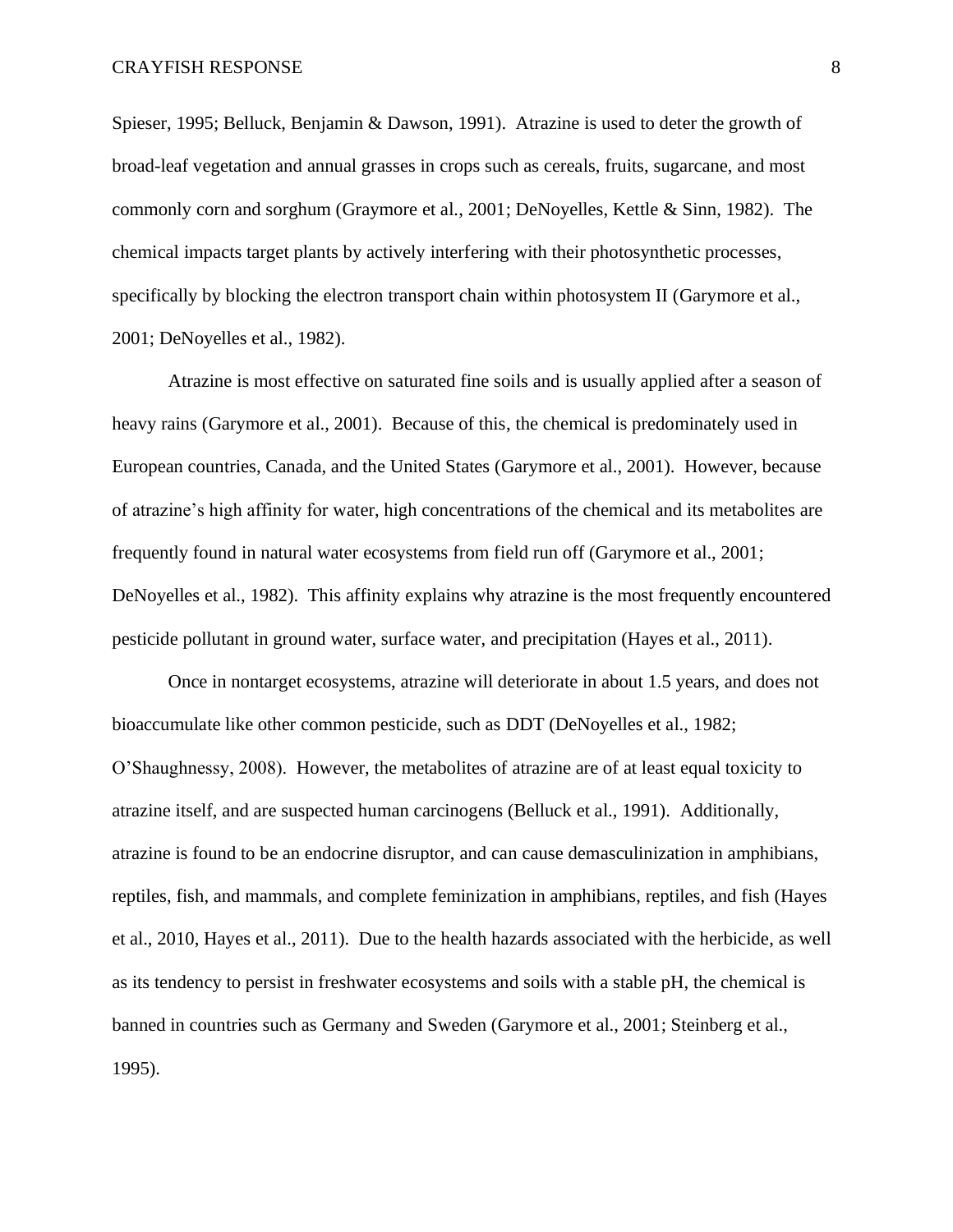Spieser, 1995; Belluck, Benjamin & Dawson, 1991). Atrazine is used to deter the growth of broad-leaf vegetation and annual grasses in crops such as cereals, fruits, sugarcane, and most commonly corn and sorghum (Graymore et al., 2001; DeNoyelles, Kettle & Sinn, 1982). The chemical impacts target plants by actively interfering with their photosynthetic processes, specifically by blocking the electron transport chain within photosystem II (Garymore et al., 2001; DeNoyelles et al., 1982).

Atrazine is most effective on saturated fine soils and is usually applied after a season of heavy rains (Garymore et al., 2001). Because of this, the chemical is predominately used in European countries, Canada, and the United States (Garymore et al., 2001). However, because of atrazine's high affinity for water, high concentrations of the chemical and its metabolites are frequently found in natural water ecosystems from field run off (Garymore et al., 2001; DeNoyelles et al., 1982). This affinity explains why atrazine is the most frequently encountered pesticide pollutant in ground water, surface water, and precipitation (Hayes et al., 2011).

Once in nontarget ecosystems, atrazine will deteriorate in about 1.5 years, and does not bioaccumulate like other common pesticide, such as DDT (DeNoyelles et al., 1982; O'Shaughnessy, 2008). However, the metabolites of atrazine are of at least equal toxicity to atrazine itself, and are suspected human carcinogens (Belluck et al., 1991). Additionally, atrazine is found to be an endocrine disruptor, and can cause demasculinization in amphibians, reptiles, fish, and mammals, and complete feminization in amphibians, reptiles, and fish (Hayes et al., 2010, Hayes et al., 2011). Due to the health hazards associated with the herbicide, as well as its tendency to persist in freshwater ecosystems and soils with a stable pH, the chemical is banned in countries such as Germany and Sweden (Garymore et al., 2001; Steinberg et al., 1995).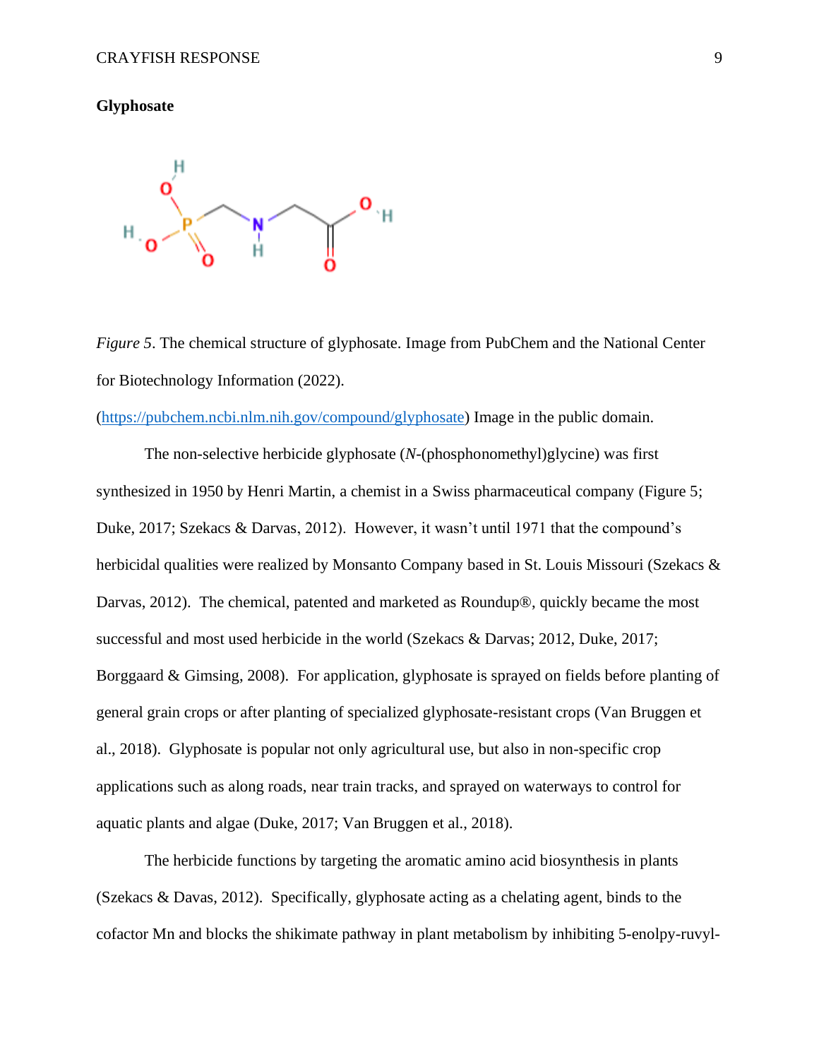**Glyphosate**

*Figure 5*. The chemical structure of glyphosate. Image from PubChem and the National Center for Biotechnology Information (2022). (https://pubchem.ncbi.nlm.nih.gov/compound/glyphosate) Image in the public domain.

The non-selective herbicide glyphosate (*N*-(phosphonomethyl)glycine) was first synthesized in 1950 by Henri Martin, a chemist in a Swiss pharmaceutical company (Figure 5; Duke, 2017; Szekacs & Darvas, 2012). However, it wasn't until 1971 that the compound's herbicidal qualities were realized by Monsanto Company based in St. Louis Missouri (Szekacs & Darvas, 2012). The chemical, patented and marketed as Roundup®, quickly became the most successful and most used herbicide in the world (Szekacs & Darvas; 2012, Duke, 2017; Borggaard & Gimsing, 2008). For application, glyphosate is sprayed on fields before planting of general grain crops or after planting of specialized glyphosate-resistant crops (Van Bruggen et al., 2018). Glyphosate is popular not only agricultural use, but also in non-specific crop applications such as along roads, near train tracks, and sprayed on waterways to control for aquatic plants and algae (Duke, 2017; Van Bruggen et al., 2018).

The herbicide functions by targeting the aromatic amino acid biosynthesis in plants (Szekacs & Davas, 2012). Specifically, glyphosate acting as a chelating agent, binds to the cofactor Mn and blocks the shikimate pathway in plant metabolism by inhibiting 5-enolpy-ruvyl-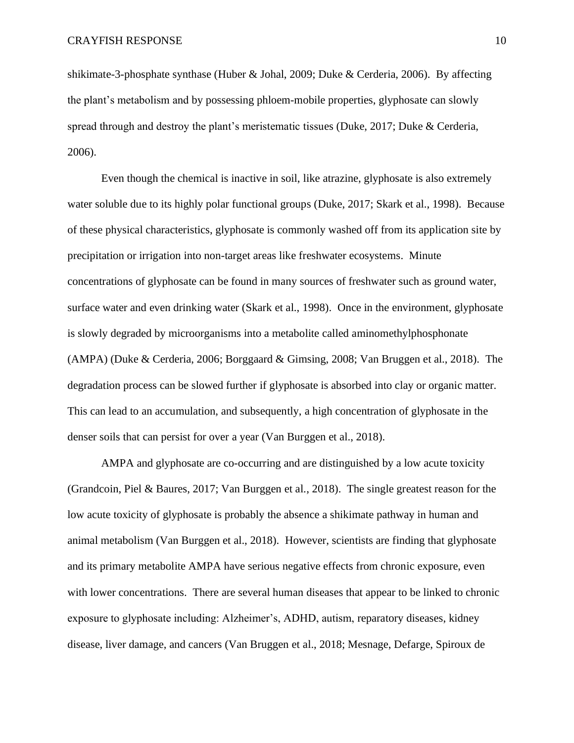shikimate-3-phosphate synthase (Huber & Johal, 2009; Duke & Cerderia, 2006). By affecting the plant's metabolism and by possessing phloem-mobile properties, glyphosate can slowly spread through and destroy the plant's meristematic tissues (Duke, 2017; Duke & Cerderia, 2006).

Even though the chemical is inactive in soil, like atrazine, glyphosate is also extremely water soluble due to its highly polar functional groups (Duke, 2017; Skark et al., 1998). Because of these physical characteristics, glyphosate is commonly washed off from its application site by precipitation or irrigation into non-target areas like freshwater ecosystems. Minute concentrations of glyphosate can be found in many sources of freshwater such as ground water, surface water and even drinking water (Skark et al., 1998). Once in the environment, glyphosate is slowly degraded by microorganisms into a metabolite called aminomethylphosphonate (AMPA) (Duke & Cerderia, 2006; Borggaard & Gimsing, 2008; Van Bruggen et al., 2018). The degradation process can be slowed further if glyphosate is absorbed into clay or organic matter. This can lead to an accumulation, and subsequently, a high concentration of glyphosate in the denser soils that can persist for over a year (Van Burggen et al., 2018).

AMPA and glyphosate are co-occurring and are distinguished by a low acute toxicity (Grandcoin, Piel & Baures, 2017; Van Burggen et al., 2018). The single greatest reason for the low acute toxicity of glyphosate is probably the absence a shikimate pathway in human and animal metabolism (Van Burggen et al., 2018). However, scientists are finding that glyphosate and its primary metabolite AMPA have serious negative effects from chronic exposure, even with lower concentrations. There are several human diseases that appear to be linked to chronic exposure to glyphosate including: Alzheimer's, ADHD, autism, reparatory diseases, kidney disease, liver damage, and cancers (Van Bruggen et al., 2018; Mesnage, Defarge, Spiroux de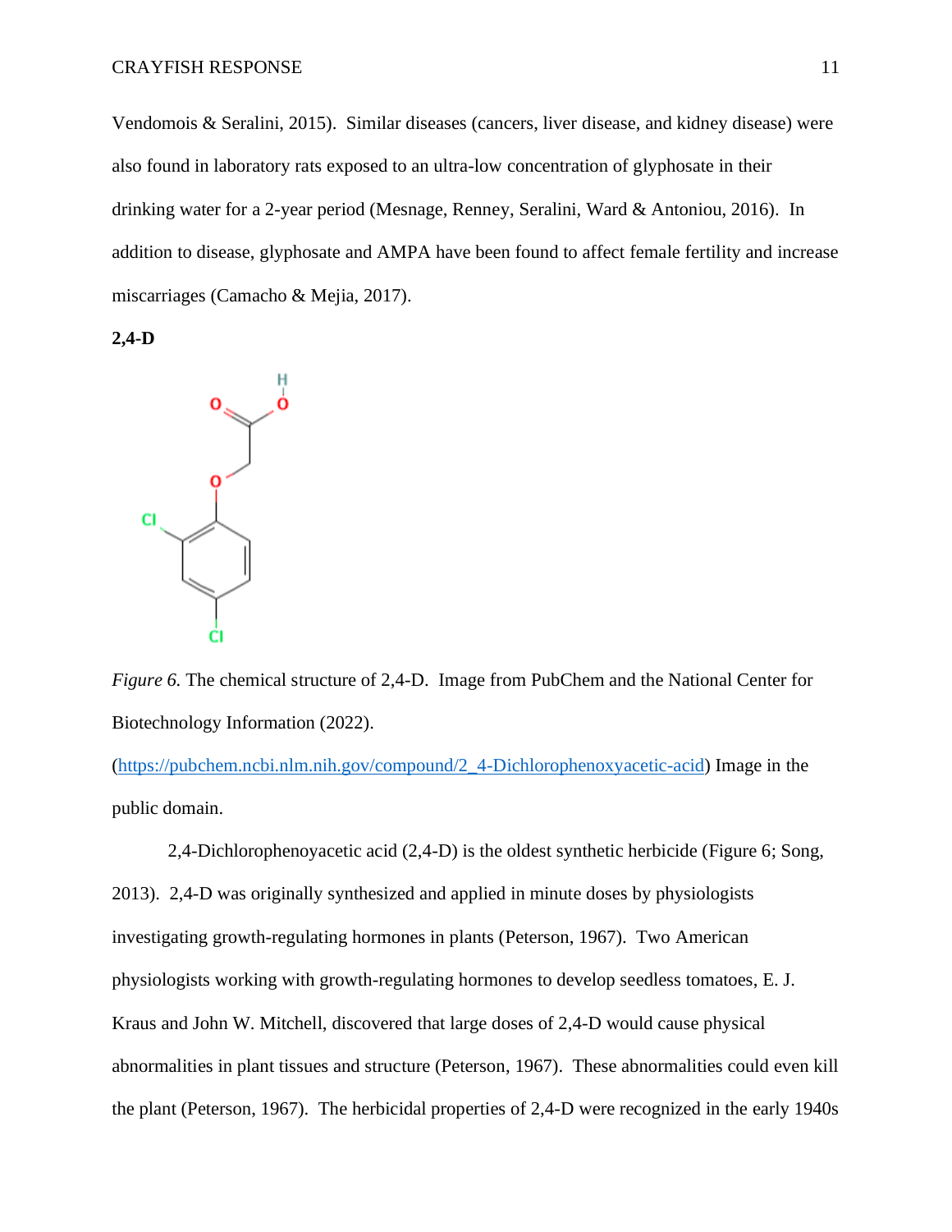Vendomois & Seralini, 2015). Similar diseases (cancers, liver disease, and kidney disease) were also found in laboratory rats exposed to an ultra-low concentration of glyphosate in their drinking water for a 2-year period (Mesnage, Renney, Seralini, Ward & Antoniou, 2016). In addition to disease, glyphosate and AMPA have been found to affect female fertility and increase miscarriages (Camacho & Mejia, 2017).

**2,4-D**

*Figure 6.* The chemical structure of 2,4-D. Image from PubChem and the National Center for Biotechnology Information (2022). (https://pubchem.ncbi.nlm.nih.gov/compound/2_4-Dichlorophenoxyacetic-acid) Image in the public domain.

2,4-Dichlorophenoyacetic acid (2,4-D) is the oldest synthetic herbicide (Figure 6; Song, 2013). 2,4-D was originally synthesized and applied in minute doses by physiologists investigating growth-regulating hormones in plants (Peterson, 1967). Two American physiologists working with growth-regulating hormones to develop seedless tomatoes, E. J. Kraus and John W. Mitchell, discovered that large doses of 2,4-D would cause physical abnormalities in plant tissues and structure (Peterson, 1967). These abnormalities could even kill the plant (Peterson, 1967). The herbicidal properties of 2,4-D were recognized in the early 1940s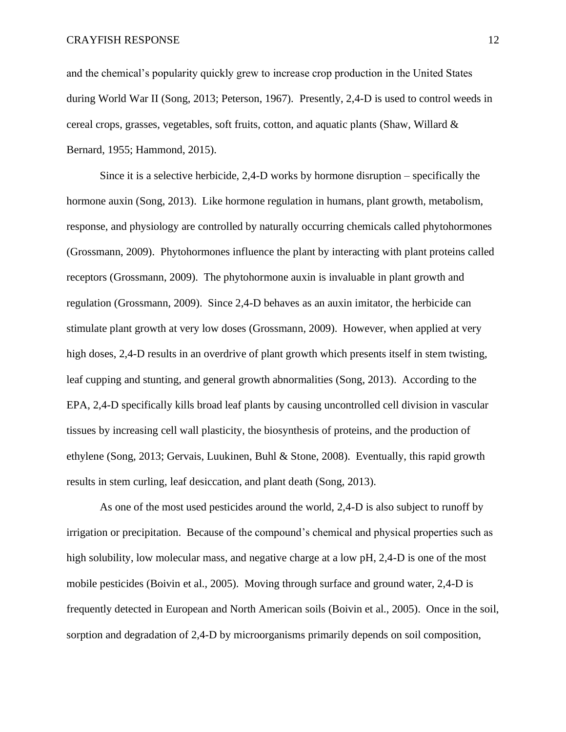and the chemical's popularity quickly grew to increase crop production in the United States during World War II (Song, 2013; Peterson, 1967). Presently, 2,4-D is used to control weeds in cereal crops, grasses, vegetables, soft fruits, cotton, and aquatic plants (Shaw, Willard & Bernard, 1955; Hammond, 2015).

Since it is a selective herbicide, 2,4-D works by hormone disruption – specifically the hormone auxin (Song, 2013). Like hormone regulation in humans, plant growth, metabolism, response, and physiology are controlled by naturally occurring chemicals called phytohormones (Grossmann, 2009). Phytohormones influence the plant by interacting with plant proteins called receptors (Grossmann, 2009). The phytohormone auxin is invaluable in plant growth and regulation (Grossmann, 2009). Since 2,4-D behaves as an auxin imitator, the herbicide can stimulate plant growth at very low doses (Grossmann, 2009). However, when applied at very high doses, 2,4-D results in an overdrive of plant growth which presents itself in stem twisting, leaf cupping and stunting, and general growth abnormalities (Song, 2013). According to the EPA, 2,4-D specifically kills broad leaf plants by causing uncontrolled cell division in vascular tissues by increasing cell wall plasticity, the biosynthesis of proteins, and the production of ethylene (Song, 2013; Gervais, Luukinen, Buhl & Stone, 2008). Eventually, this rapid growth results in stem curling, leaf desiccation, and plant death (Song, 2013).

As one of the most used pesticides around the world, 2,4-D is also subject to runoff by irrigation or precipitation. Because of the compound's chemical and physical properties such as high solubility, low molecular mass, and negative charge at a low pH, 2,4-D is one of the most mobile pesticides (Boivin et al., 2005). Moving through surface and ground water, 2,4-D is frequently detected in European and North American soils (Boivin et al., 2005). Once in the soil, sorption and degradation of 2,4-D by microorganisms primarily depends on soil composition,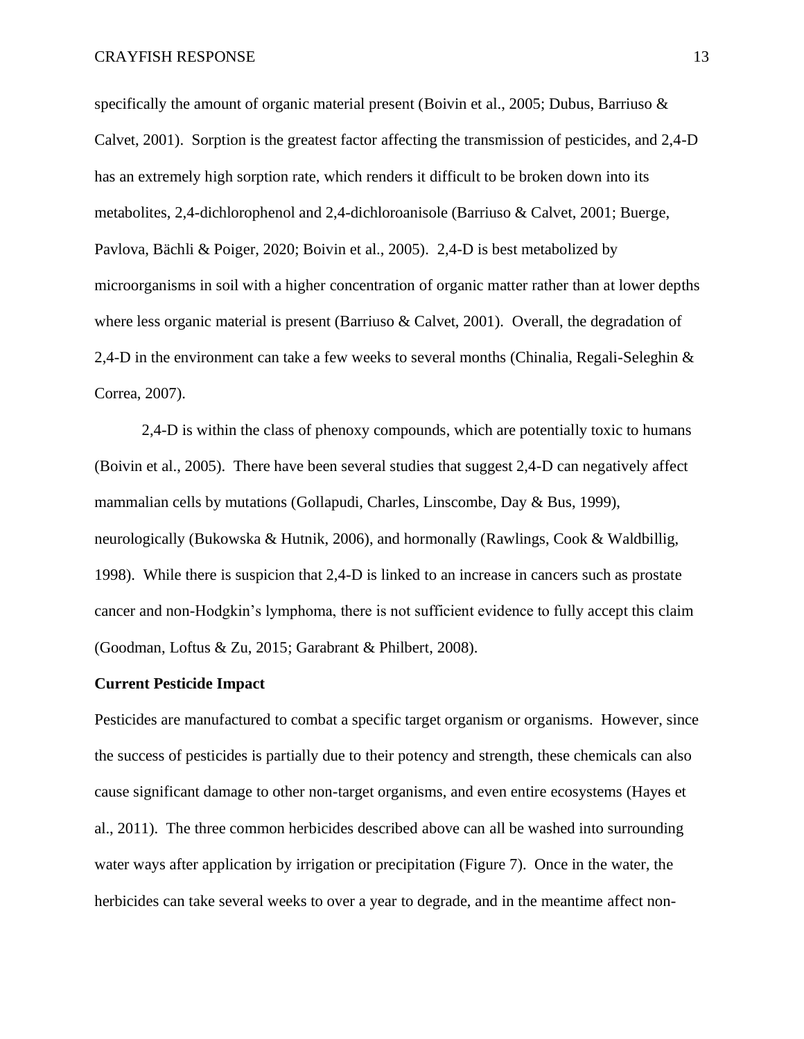specifically the amount of organic material present (Boivin et al., 2005; Dubus, Barriuso & Calvet, 2001). Sorption is the greatest factor affecting the transmission of pesticides, and 2,4-D has an extremely high sorption rate, which renders it difficult to be broken down into its metabolites, 2,4-dichlorophenol and 2,4-dichloroanisole (Barriuso & Calvet, 2001; Buerge, Pavlova, Bächli & Poiger, 2020; Boivin et al., 2005). 2,4-D is best metabolized by microorganisms in soil with a higher concentration of organic matter rather than at lower depths where less organic material is present (Barriuso & Calvet, 2001). Overall, the degradation of 2,4-D in the environment can take a few weeks to several months (Chinalia, Regali-Seleghin & Correa, 2007).

2,4-D is within the class of phenoxy compounds, which are potentially toxic to humans (Boivin et al., 2005). There have been several studies that suggest 2,4-D can negatively affect mammalian cells by mutations (Gollapudi, Charles, Linscombe, Day & Bus, 1999), neurologically (Bukowska & Hutnik, 2006), and hormonally (Rawlings, Cook & Waldbillig, 1998). While there is suspicion that 2,4-D is linked to an increase in cancers such as prostate cancer and non-Hodgkin's lymphoma, there is not sufficient evidence to fully accept this claim (Goodman, Loftus & Zu, 2015; Garabrant & Philbert, 2008).

**Current Pesticide Impact**

Pesticides are manufactured to combat a specific target organism or organisms. However, since the success of pesticides is partially due to their potency and strength, these chemicals can also cause significant damage to other non-target organisms, and even entire ecosystems (Hayes et al., 2011). The three common herbicides described above can all be washed into surrounding water ways after application by irrigation or precipitation (Figure 7). Once in the water, the herbicides can take several weeks to over a year to degrade, and in the meantime affect non-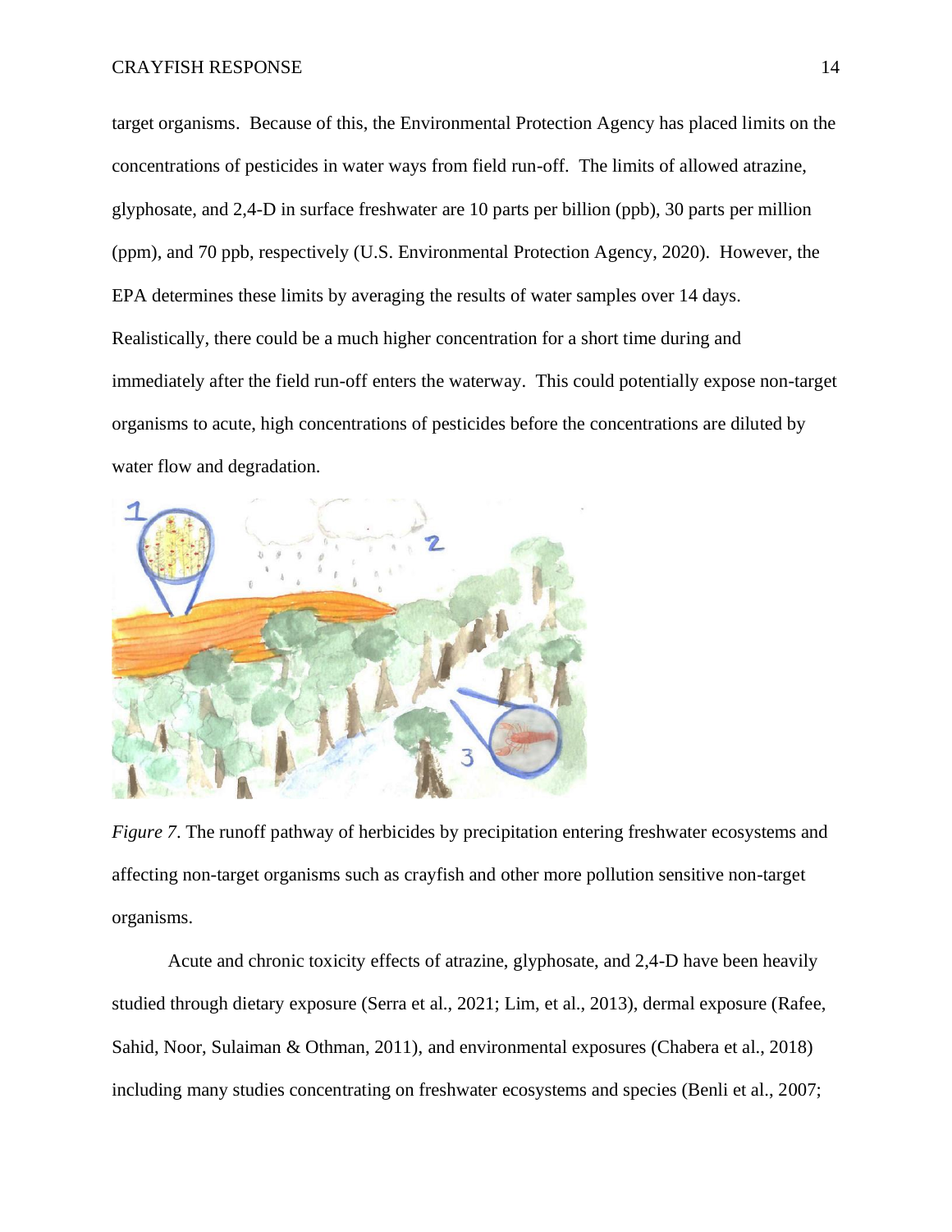target organisms. Because of this, the Environmental Protection Agency has placed limits on the concentrations of pesticides in water ways from field run-off. The limits of allowed atrazine, glyphosate, and 2,4-D in surface freshwater are 10 parts per billion (ppb), 30 parts per million (ppm), and 70 ppb, respectively (U.S. Environmental Protection Agency, 2020). However, the EPA determines these limits by averaging the results of water samples over 14 days. Realistically, there could be a much higher concentration for a short time during and immediately after the field run-off enters the waterway. This could potentially expose non-target organisms to acute, high concentrations of pesticides before the concentrations are diluted by water flow and degradation.

*Figure 7*. The runoff pathway of herbicides by precipitation entering freshwater ecosystems and affecting non-target organisms such as crayfish and other more pollution sensitive non-target organisms.

Acute and chronic toxicity effects of atrazine, glyphosate, and 2,4-D have been heavily studied through dietary exposure (Serra et al., 2021; Lim, et al., 2013), dermal exposure (Rafee, Sahid, Noor, Sulaiman & Othman, 2011), and environmental exposures (Chabera et al., 2018) including many studies concentrating on freshwater ecosystems and species (Benli et al., 2007;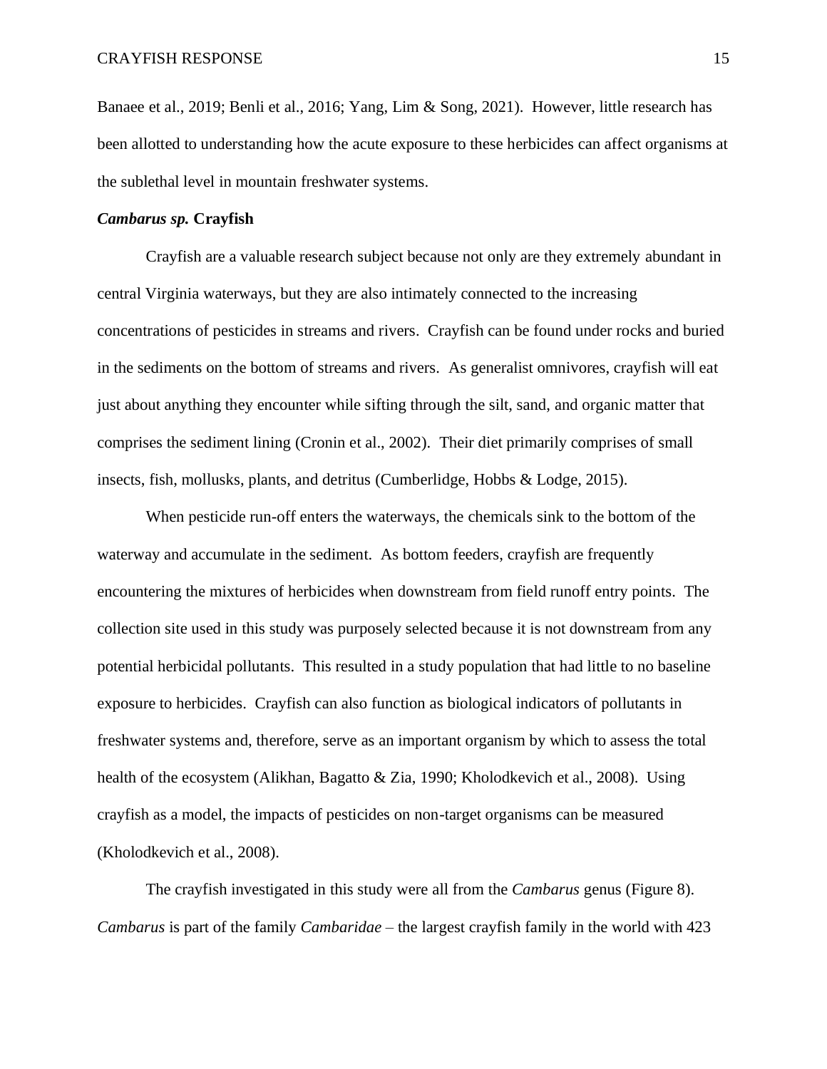Banaee et al., 2019; Benli et al., 2016; Yang, Lim & Song, 2021). However, little research has been allotted to understanding how the acute exposure to these herbicides can affect organisms at the sublethal level in mountain freshwater systems.

### ***Cambarus sp.*** **Crayfish**

Crayfish are a valuable research subject because not only are they extremely abundant in central Virginia waterways, but they are also intimately connected to the increasing concentrations of pesticides in streams and rivers. Crayfish can be found under rocks and buried in the sediments on the bottom of streams and rivers. As generalist omnivores, crayfish will eat just about anything they encounter while sifting through the silt, sand, and organic matter that comprises the sediment lining (Cronin et al., 2002). Their diet primarily comprises of small insects, fish, mollusks, plants, and detritus (Cumberlidge, Hobbs & Lodge, 2015).

When pesticide run-off enters the waterways, the chemicals sink to the bottom of the waterway and accumulate in the sediment. As bottom feeders, crayfish are frequently encountering the mixtures of herbicides when downstream from field runoff entry points. The collection site used in this study was purposely selected because it is not downstream from any potential herbicidal pollutants. This resulted in a study population that had little to no baseline exposure to herbicides. Crayfish can also function as biological indicators of pollutants in freshwater systems and, therefore, serve as an important organism by which to assess the total health of the ecosystem (Alikhan, Bagatto & Zia, 1990; Kholodkevich et al., 2008). Using crayfish as a model, the impacts of pesticides on non-target organisms can be measured (Kholodkevich et al., 2008).

The crayfish investigated in this study were all from the *Cambarus* genus (Figure 8). *Cambarus* is part of the family *Cambaridae* – the largest crayfish family in the world with 423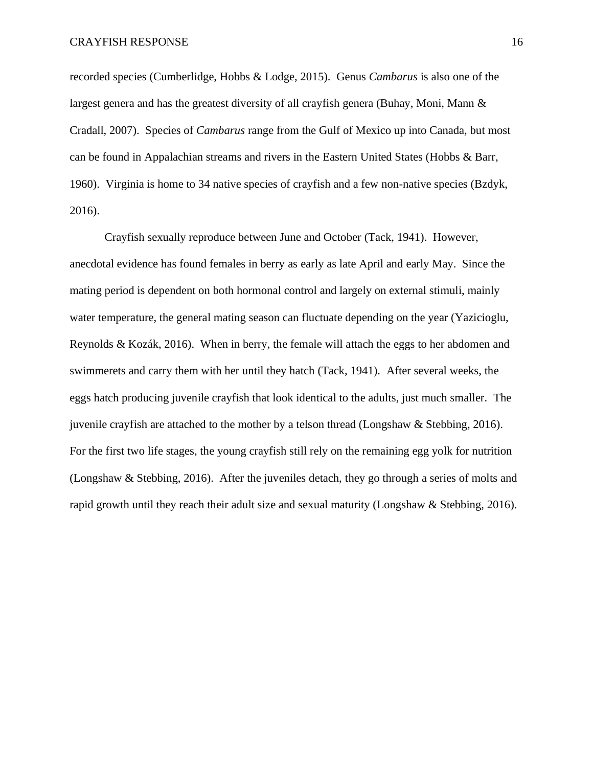recorded species (Cumberlidge, Hobbs & Lodge, 2015). Genus *Cambarus* is also one of the largest genera and has the greatest diversity of all crayfish genera (Buhay, Moni, Mann & Cradall, 2007). Species of *Cambarus* range from the Gulf of Mexico up into Canada, but most can be found in Appalachian streams and rivers in the Eastern United States (Hobbs & Barr, 1960). Virginia is home to 34 native species of crayfish and a few non-native species (Bzdyk, 2016).

Crayfish sexually reproduce between June and October (Tack, 1941). However, anecdotal evidence has found females in berry as early as late April and early May. Since the mating period is dependent on both hormonal control and largely on external stimuli, mainly water temperature, the general mating season can fluctuate depending on the year (Yazicioglu, Reynolds & Kozák, 2016). When in berry, the female will attach the eggs to her abdomen and swimmerets and carry them with her until they hatch (Tack, 1941). After several weeks, the eggs hatch producing juvenile crayfish that look identical to the adults, just much smaller. The juvenile crayfish are attached to the mother by a telson thread (Longshaw & Stebbing, 2016). For the first two life stages, the young crayfish still rely on the remaining egg yolk for nutrition (Longshaw & Stebbing, 2016). After the juveniles detach, they go through a series of molts and rapid growth until they reach their adult size and sexual maturity (Longshaw & Stebbing, 2016).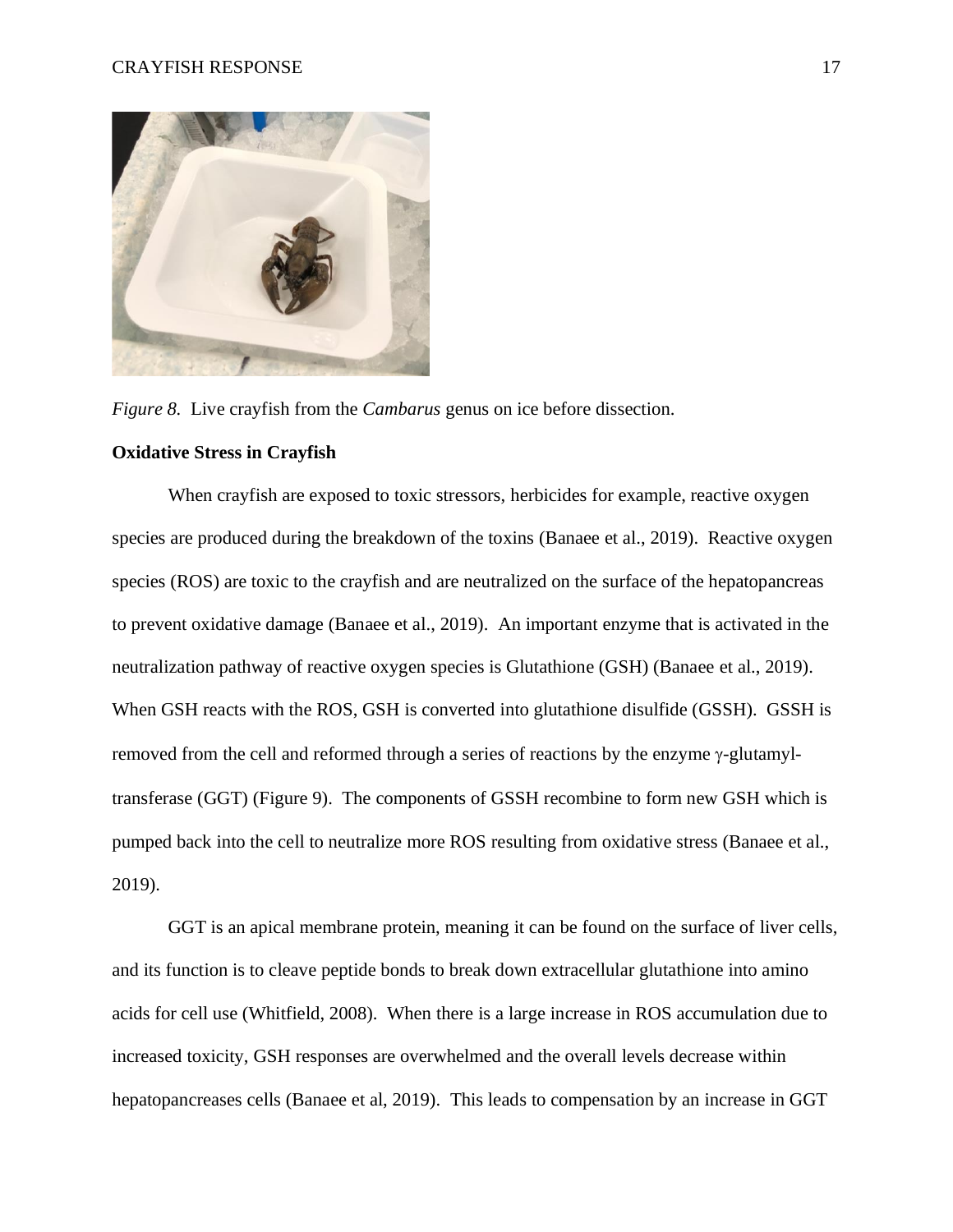*Figure 8.* Live crayfish from the *Cambarus* genus on ice before dissection.

**Oxidative Stress in Crayfish**

When crayfish are exposed to toxic stressors, herbicides for example, reactive oxygen species are produced during the breakdown of the toxins (Banaee et al., 2019). Reactive oxygen species (ROS) are toxic to the crayfish and are neutralized on the surface of the hepatopancreas to prevent oxidative damage (Banaee et al., 2019). An important enzyme that is activated in the neutralization pathway of reactive oxygen species is Glutathione (GSH) (Banaee et al., 2019). When GSH reacts with the ROS, GSH is converted into glutathione disulfide (GSSH). GSSH is removed from the cell and reformed through a series of reactions by the enzyme γ-glutamyl-transferase (GGT) (Figure 9). The components of GSSH recombine to form new GSH which is pumped back into the cell to neutralize more ROS resulting from oxidative stress (Banaee et al., 2019).

GGT is an apical membrane protein, meaning it can be found on the surface of liver cells, and its function is to cleave peptide bonds to break down extracellular glutathione into amino acids for cell use (Whitfield, 2008). When there is a large increase in ROS accumulation due to increased toxicity, GSH responses are overwhelmed and the overall levels decrease within hepatopancreases cells (Banaee et al, 2019). This leads to compensation by an increase in GGT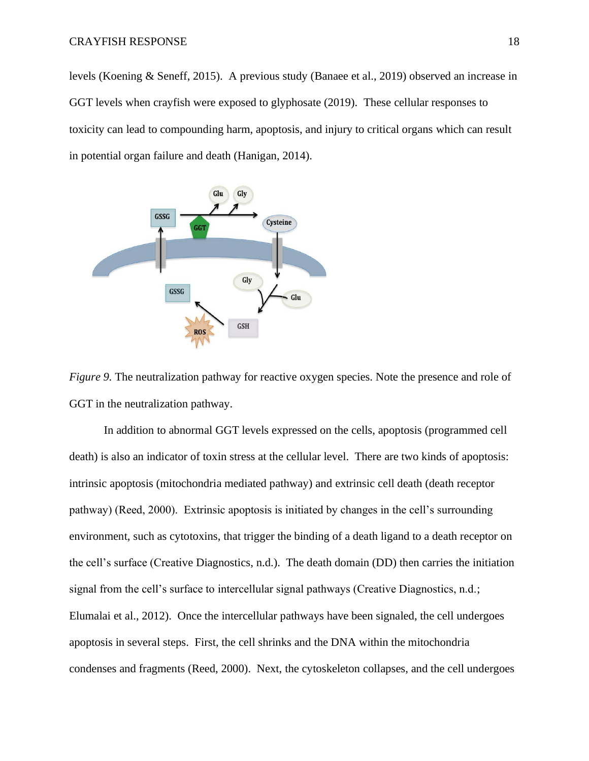levels (Koening & Seneff, 2015). A previous study (Banaee et al., 2019) observed an increase in GGT levels when crayfish were exposed to glyphosate (2019). These cellular responses to toxicity can lead to compounding harm, apoptosis, and injury to critical organs which can result in potential organ failure and death (Hanigan, 2014).

*Figure 9.* The neutralization pathway for reactive oxygen species. Note the presence and role of GGT in the neutralization pathway.

In addition to abnormal GGT levels expressed on the cells, apoptosis (programmed cell death) is also an indicator of toxin stress at the cellular level. There are two kinds of apoptosis: intrinsic apoptosis (mitochondria mediated pathway) and extrinsic cell death (death receptor pathway) (Reed, 2000). Extrinsic apoptosis is initiated by changes in the cell's surrounding environment, such as cytotoxins, that trigger the binding of a death ligand to a death receptor on the cell's surface (Creative Diagnostics, n.d.). The death domain (DD) then carries the initiation signal from the cell's surface to intercellular signal pathways (Creative Diagnostics, n.d.; Elumalai et al., 2012). Once the intercellular pathways have been signaled, the cell undergoes apoptosis in several steps. First, the cell shrinks and the DNA within the mitochondria condenses and fragments (Reed, 2000). Next, the cytoskeleton collapses, and the cell undergoes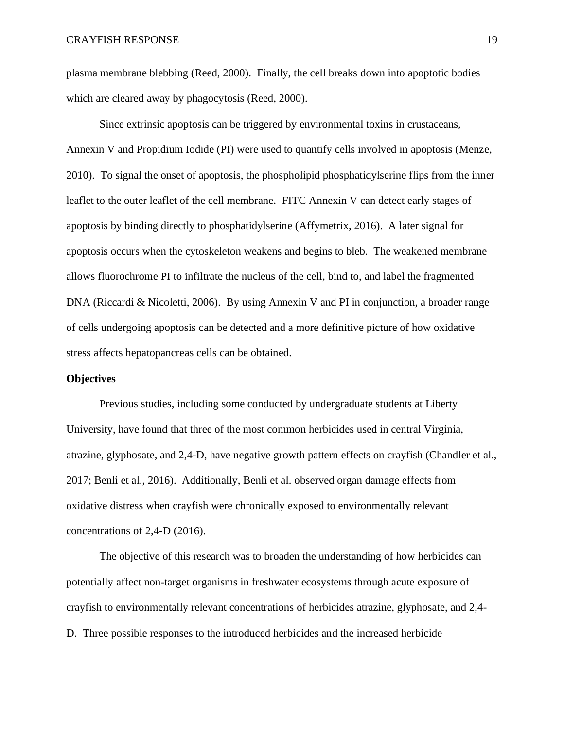plasma membrane blebbing (Reed, 2000). Finally, the cell breaks down into apoptotic bodies which are cleared away by phagocytosis (Reed, 2000).

Since extrinsic apoptosis can be triggered by environmental toxins in crustaceans, Annexin V and Propidium Iodide (PI) were used to quantify cells involved in apoptosis (Menze, 2010). To signal the onset of apoptosis, the phospholipid phosphatidylserine flips from the inner leaflet to the outer leaflet of the cell membrane. FITC Annexin V can detect early stages of apoptosis by binding directly to phosphatidylserine (Affymetrix, 2016). A later signal for apoptosis occurs when the cytoskeleton weakens and begins to bleb. The weakened membrane allows fluorochrome PI to infiltrate the nucleus of the cell, bind to, and label the fragmented DNA (Riccardi & Nicoletti, 2006). By using Annexin V and PI in conjunction, a broader range of cells undergoing apoptosis can be detected and a more definitive picture of how oxidative stress affects hepatopancreas cells can be obtained.

**Objectives**

Previous studies, including some conducted by undergraduate students at Liberty University, have found that three of the most common herbicides used in central Virginia, atrazine, glyphosate, and 2,4-D, have negative growth pattern effects on crayfish (Chandler et al., 2017; Benli et al., 2016). Additionally, Benli et al. observed organ damage effects from oxidative distress when crayfish were chronically exposed to environmentally relevant concentrations of 2,4-D (2016).

The objective of this research was to broaden the understanding of how herbicides can potentially affect non-target organisms in freshwater ecosystems through acute exposure of crayfish to environmentally relevant concentrations of herbicides atrazine, glyphosate, and 2,4-D. Three possible responses to the introduced herbicides and the increased herbicide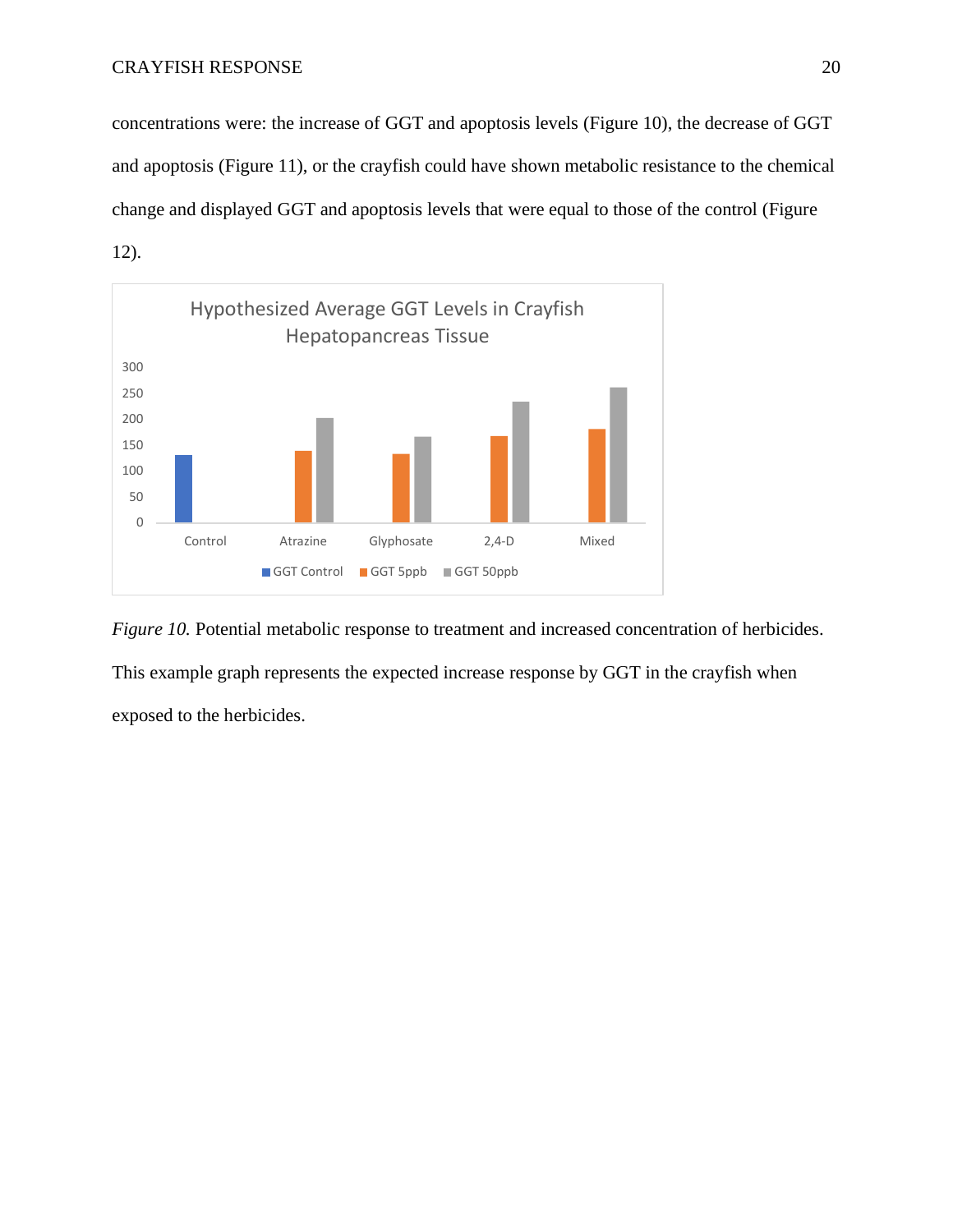concentrations were: the increase of GGT and apoptosis levels (Figure 10), the decrease of GGT and apoptosis (Figure 11), or the crayfish could have shown metabolic resistance to the chemical change and displayed GGT and apoptosis levels that were equal to those of the control (Figure 12).

*Figure 10.* Potential metabolic response to treatment and increased concentration of herbicides. This example graph represents the expected increase response by GGT in the crayfish when exposed to the herbicides.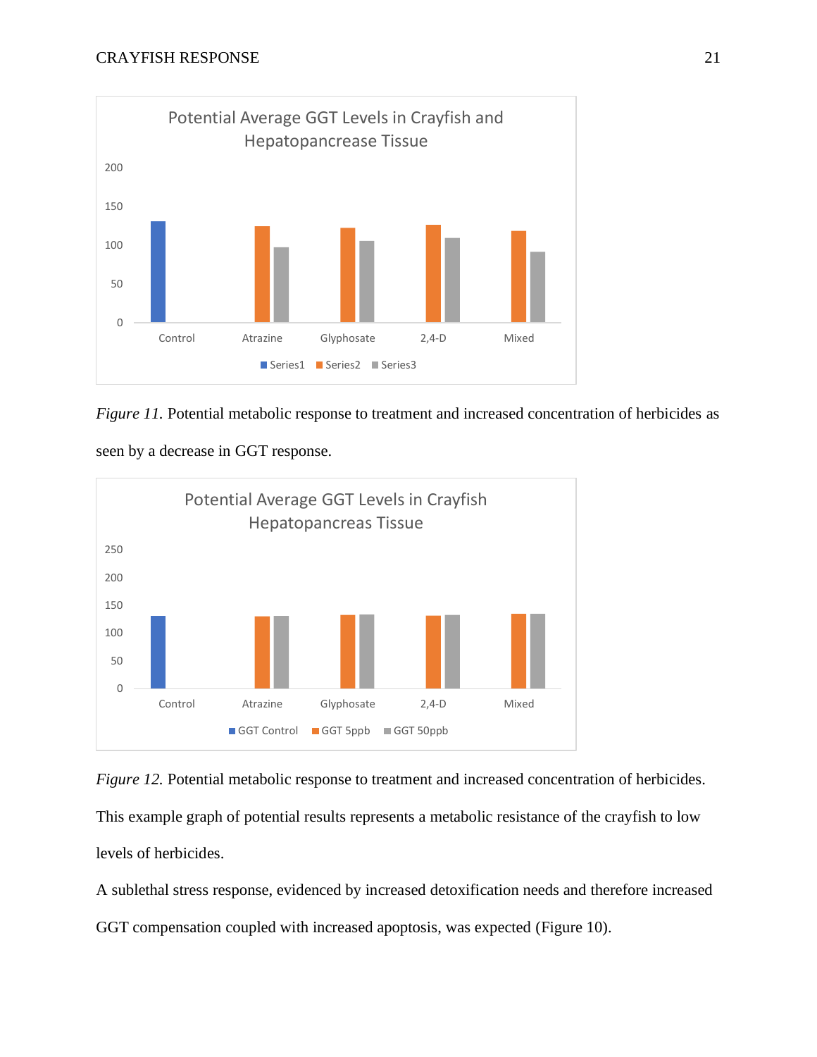*Figure 11.* Potential metabolic response to treatment and increased concentration of herbicides as seen by a decrease in GGT response.

*Figure 12.* Potential metabolic response to treatment and increased concentration of herbicides. This example graph of potential results represents a metabolic resistance of the crayfish to low levels of herbicides.

A sublethal stress response, evidenced by increased detoxification needs and therefore increased GGT compensation coupled with increased apoptosis, was expected (Figure 10).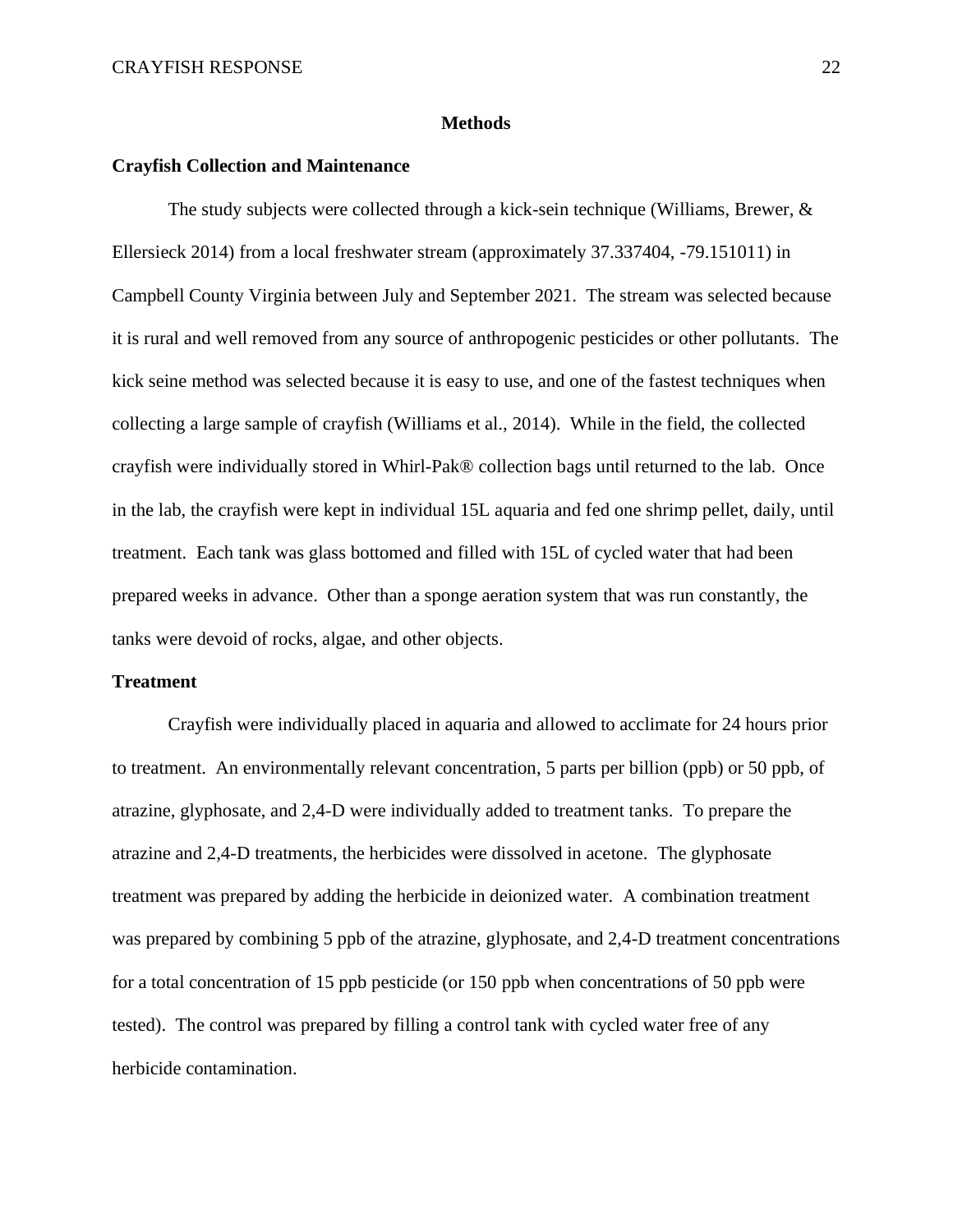## Methods

### Crayfish Collection and Maintenance

The study subjects were collected through a kick-sein technique (Williams, Brewer, & Ellersieck 2014) from a local freshwater stream (approximately 37.337404, -79.151011) in Campbell County Virginia between July and September 2021. The stream was selected because it is rural and well removed from any source of anthropogenic pesticides or other pollutants. The kick seine method was selected because it is easy to use, and one of the fastest techniques when collecting a large sample of crayfish (Williams et al., 2014). While in the field, the collected crayfish were individually stored in Whirl-Pak® collection bags until returned to the lab. Once in the lab, the crayfish were kept in individual 15L aquaria and fed one shrimp pellet, daily, until treatment. Each tank was glass bottomed and filled with 15L of cycled water that had been prepared weeks in advance. Other than a sponge aeration system that was run constantly, the tanks were devoid of rocks, algae, and other objects.

### Treatment

Crayfish were individually placed in aquaria and allowed to acclimate for 24 hours prior to treatment. An environmentally relevant concentration, 5 parts per billion (ppb) or 50 ppb, of atrazine, glyphosate, and 2,4-D were individually added to treatment tanks. To prepare the atrazine and 2,4-D treatments, the herbicides were dissolved in acetone. The glyphosate treatment was prepared by adding the herbicide in deionized water. A combination treatment was prepared by combining 5 ppb of the atrazine, glyphosate, and 2,4-D treatment concentrations for a total concentration of 15 ppb pesticide (or 150 ppb when concentrations of 50 ppb were tested). The control was prepared by filling a control tank with cycled water free of any herbicide contamination.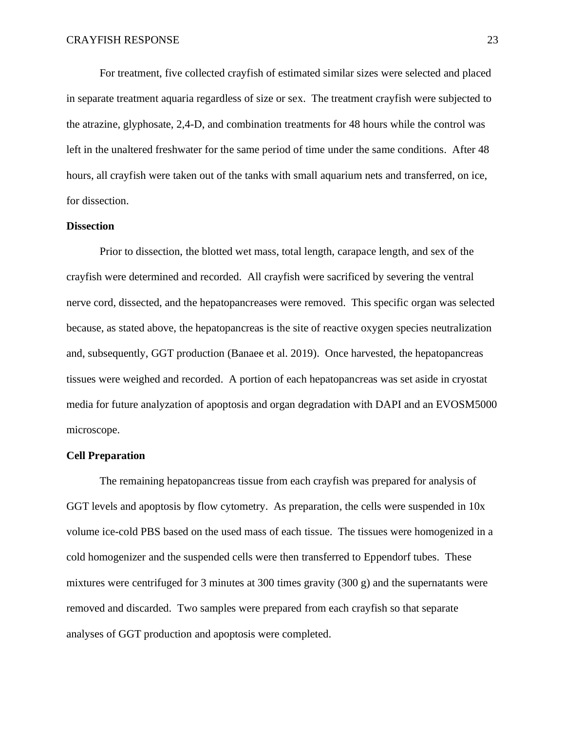For treatment, five collected crayfish of estimated similar sizes were selected and placed in separate treatment aquaria regardless of size or sex. The treatment crayfish were subjected to the atrazine, glyphosate, 2,4-D, and combination treatments for 48 hours while the control was left in the unaltered freshwater for the same period of time under the same conditions. After 48 hours, all crayfish were taken out of the tanks with small aquarium nets and transferred, on ice, for dissection.

**Dissection**

Prior to dissection, the blotted wet mass, total length, carapace length, and sex of the crayfish were determined and recorded. All crayfish were sacrificed by severing the ventral nerve cord, dissected, and the hepatopancreases were removed. This specific organ was selected because, as stated above, the hepatopancreas is the site of reactive oxygen species neutralization and, subsequently, GGT production (Banaee et al. 2019). Once harvested, the hepatopancreas tissues were weighed and recorded. A portion of each hepatopancreas was set aside in cryostat media for future analyzation of apoptosis and organ degradation with DAPI and an EVOSM5000 microscope.

**Cell Preparation**

The remaining hepatopancreas tissue from each crayfish was prepared for analysis of GGT levels and apoptosis by flow cytometry. As preparation, the cells were suspended in 10x volume ice-cold PBS based on the used mass of each tissue. The tissues were homogenized in a cold homogenizer and the suspended cells were then transferred to Eppendorf tubes. These mixtures were centrifuged for 3 minutes at 300 times gravity (300 g) and the supernatants were removed and discarded. Two samples were prepared from each crayfish so that separate analyses of GGT production and apoptosis were completed.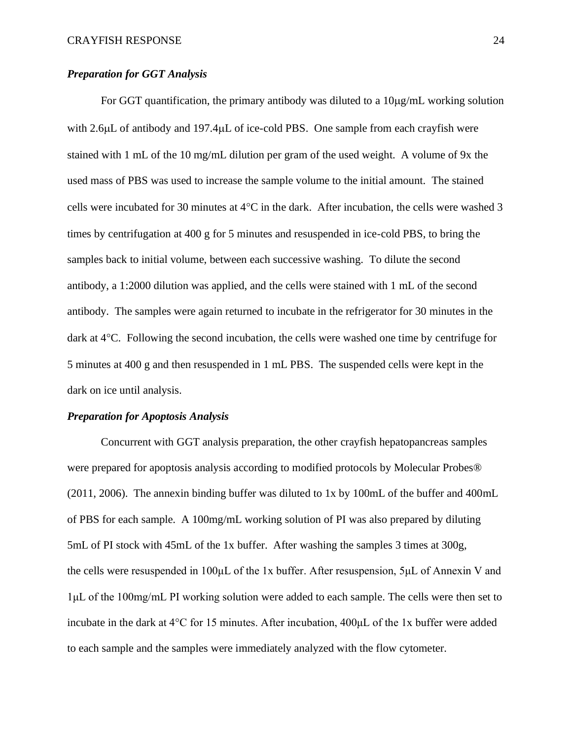***Preparation for GGT Analysis***

For GGT quantification, the primary antibody was diluted to a 10μg/mL working solution with 2.6μL of antibody and 197.4μL of ice-cold PBS. One sample from each crayfish were stained with 1 mL of the 10 mg/mL dilution per gram of the used weight. A volume of 9x the used mass of PBS was used to increase the sample volume to the initial amount. The stained cells were incubated for 30 minutes at 4°C in the dark. After incubation, the cells were washed 3 times by centrifugation at 400 g for 5 minutes and resuspended in ice-cold PBS, to bring the samples back to initial volume, between each successive washing. To dilute the second antibody, a 1:2000 dilution was applied, and the cells were stained with 1 mL of the second antibody. The samples were again returned to incubate in the refrigerator for 30 minutes in the dark at 4°C. Following the second incubation, the cells were washed one time by centrifuge for 5 minutes at 400 g and then resuspended in 1 mL PBS. The suspended cells were kept in the dark on ice until analysis.

***Preparation for Apoptosis Analysis***

Concurrent with GGT analysis preparation, the other crayfish hepatopancreas samples were prepared for apoptosis analysis according to modified protocols by Molecular Probes® (2011, 2006). The annexin binding buffer was diluted to 1x by 100mL of the buffer and 400mL of PBS for each sample. A 100mg/mL working solution of PI was also prepared by diluting 5mL of PI stock with 45mL of the 1x buffer. After washing the samples 3 times at 300g, the cells were resuspended in 100μL of the 1x buffer. After resuspension, 5μL of Annexin V and 1μL of the 100mg/mL PI working solution were added to each sample. The cells were then set to incubate in the dark at 4°C for 15 minutes. After incubation, 400μL of the 1x buffer were added to each sample and the samples were immediately analyzed with the flow cytometer.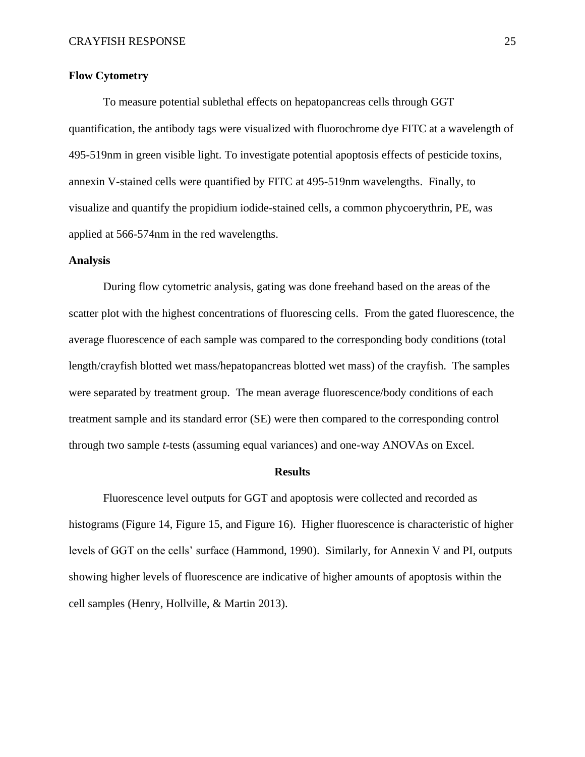**Flow Cytometry**

To measure potential sublethal effects on hepatopancreas cells through GGT quantification, the antibody tags were visualized with fluorochrome dye FITC at a wavelength of 495-519nm in green visible light. To investigate potential apoptosis effects of pesticide toxins, annexin V-stained cells were quantified by FITC at 495-519nm wavelengths. Finally, to visualize and quantify the propidium iodide-stained cells, a common phycoerythrin, PE, was applied at 566-574nm in the red wavelengths.

**Analysis**

During flow cytometric analysis, gating was done freehand based on the areas of the scatter plot with the highest concentrations of fluorescing cells. From the gated fluorescence, the average fluorescence of each sample was compared to the corresponding body conditions (total length/crayfish blotted wet mass/hepatopancreas blotted wet mass) of the crayfish. The samples were separated by treatment group. The mean average fluorescence/body conditions of each treatment sample and its standard error (SE) were then compared to the corresponding control through two sample *t*-tests (assuming equal variances) and one-way ANOVAs on Excel.

## Results

Fluorescence level outputs for GGT and apoptosis were collected and recorded as histograms (Figure 14, Figure 15, and Figure 16). Higher fluorescence is characteristic of higher levels of GGT on the cells' surface (Hammond, 1990). Similarly, for Annexin V and PI, outputs showing higher levels of fluorescence are indicative of higher amounts of apoptosis within the cell samples (Henry, Hollville, & Martin 2013).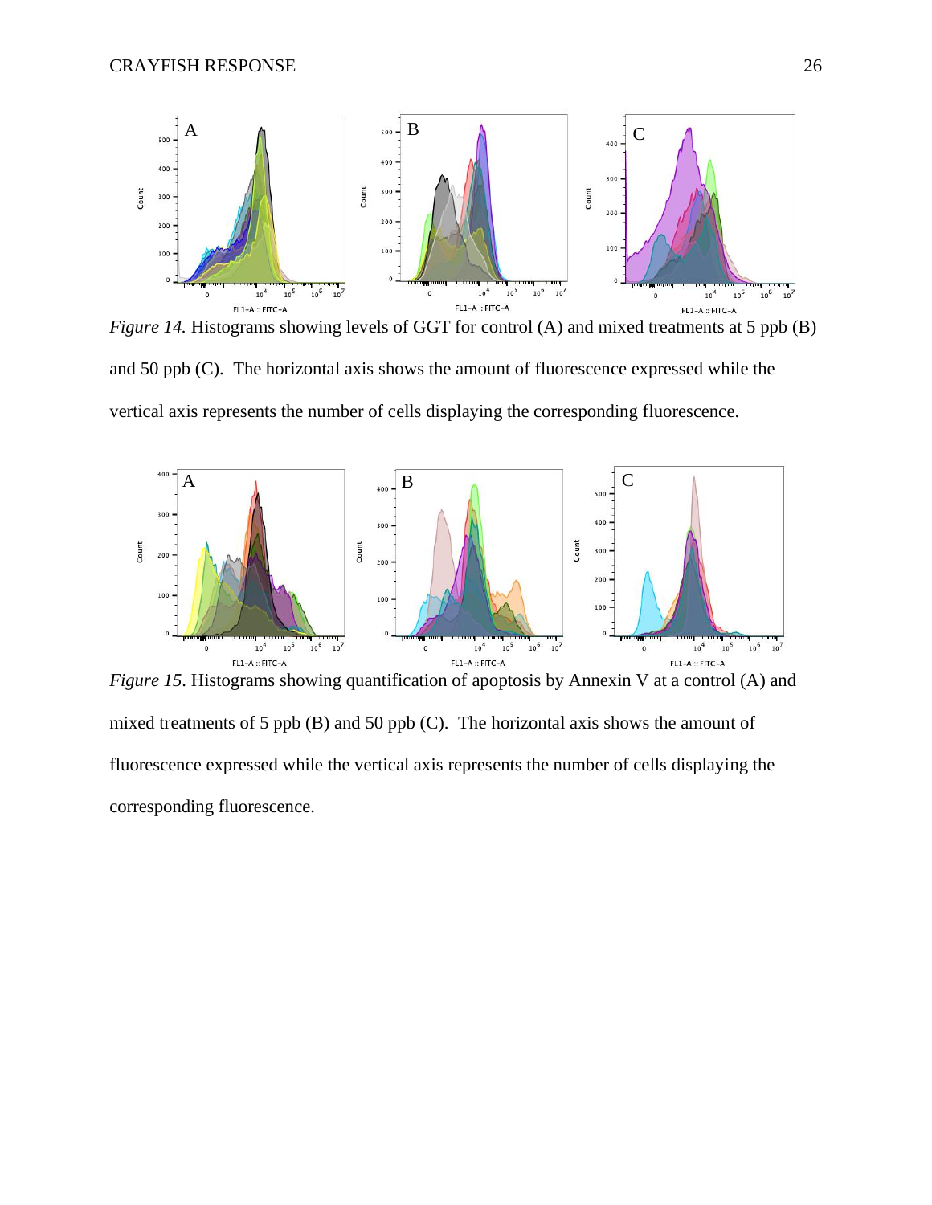*Figure 14.* Histograms showing levels of GGT for control (A) and mixed treatments at 5 ppb (B) and 50 ppb (C). The horizontal axis shows the amount of fluorescence expressed while the vertical axis represents the number of cells displaying the corresponding fluorescence.

*Figure 15*. Histograms showing quantification of apoptosis by Annexin V at a control (A) and mixed treatments of 5 ppb (B) and 50 ppb (C). The horizontal axis shows the amount of fluorescence expressed while the vertical axis represents the number of cells displaying the corresponding fluorescence.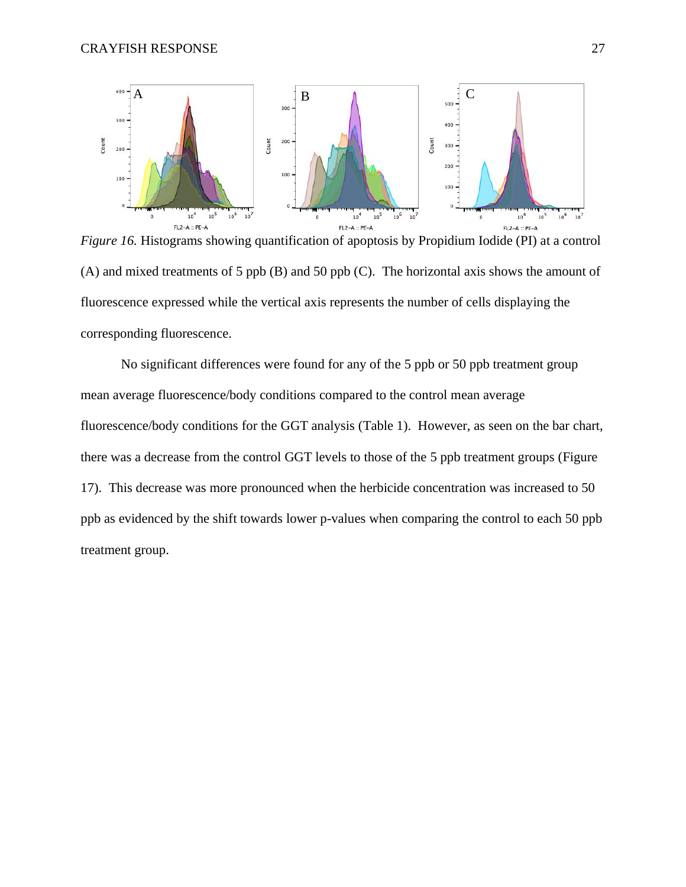*Figure 16.* Histograms showing quantification of apoptosis by Propidium Iodide (PI) at a control (A) and mixed treatments of 5 ppb (B) and 50 ppb (C). The horizontal axis shows the amount of fluorescence expressed while the vertical axis represents the number of cells displaying the corresponding fluorescence.

No significant differences were found for any of the 5 ppb or 50 ppb treatment group mean average fluorescence/body conditions compared to the control mean average fluorescence/body conditions for the GGT analysis (Table 1). However, as seen on the bar chart, there was a decrease from the control GGT levels to those of the 5 ppb treatment groups (Figure 17). This decrease was more pronounced when the herbicide concentration was increased to 50 ppb as evidenced by the shift towards lower p-values when comparing the control to each 50 ppb treatment group.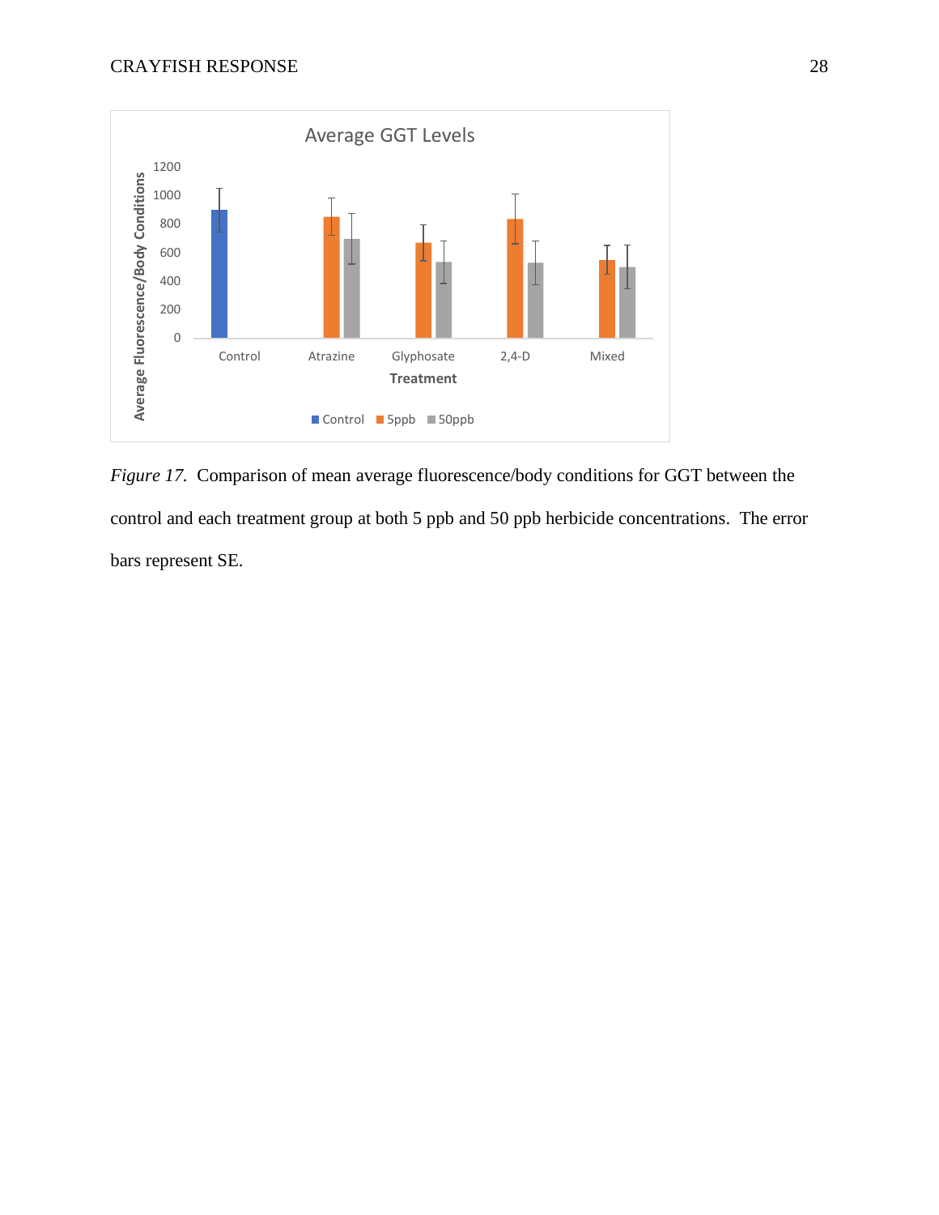*Figure 17.* Comparison of mean average fluorescence/body conditions for GGT between the control and each treatment group at both 5 ppb and 50 ppb herbicide concentrations. The error bars represent SE.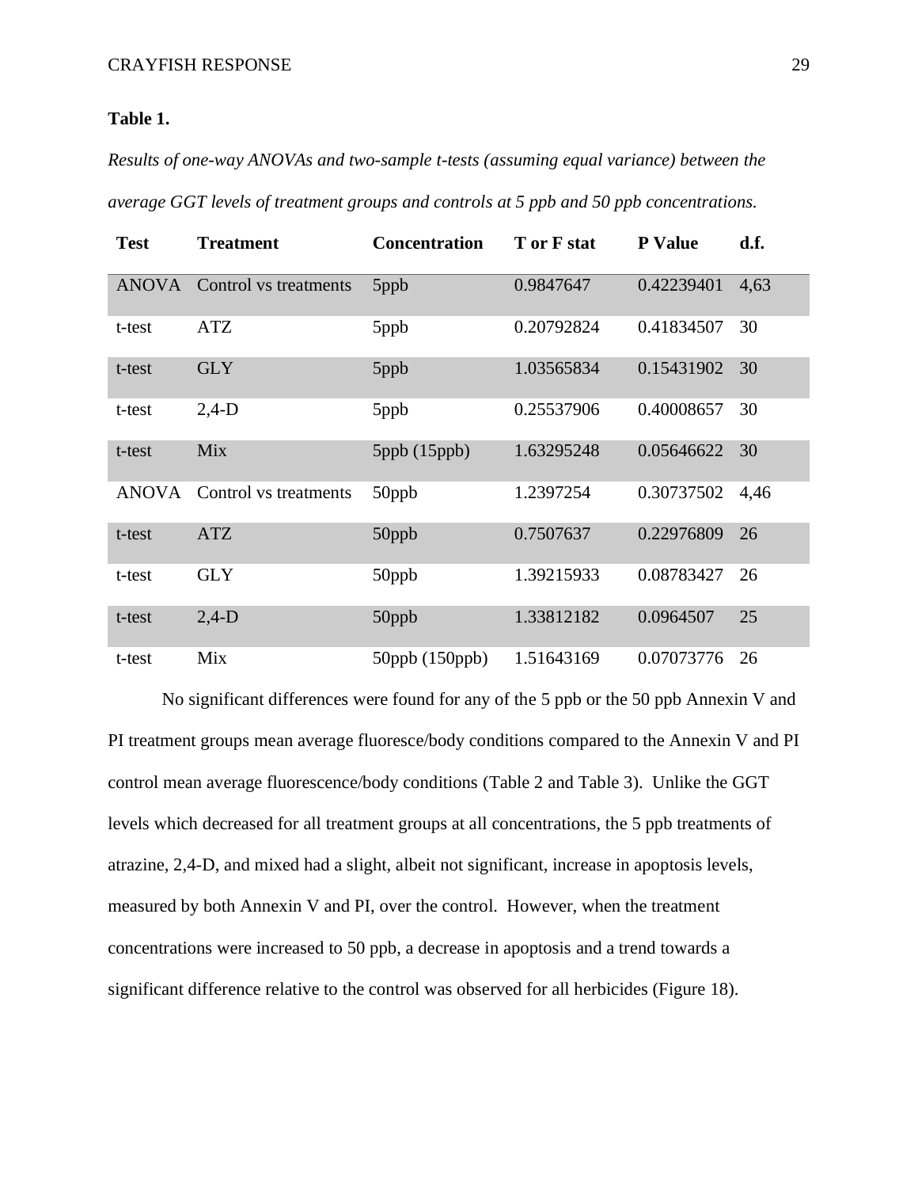**Table 1.**

*Results of one-way ANOVAs and two-sample t-tests (assuming equal variance) between the average GGT levels of treatment groups and controls at 5 ppb and 50 ppb concentrations.*

| Test | Treatment | Concentration | T or F stat | P Value | d.f. |
|---|---|---|---|---|---|
| ANOVA | Control vs treatments | 5ppb | 0.9847647 | 0.42239401 | 4,63 |
| t-test | ATZ | 5ppb | 0.20792824 | 0.41834507 | 30 |
| t-test | GLY | 5ppb | 1.03565834 | 0.15431902 | 30 |
| t-test | 2,4-D | 5ppb | 0.25537906 | 0.40008657 | 30 |
| t-test | Mix | 5ppb (15ppb) | 1.63295248 | 0.05646622 | 30 |
| ANOVA | Control vs treatments | 50ppb | 1.2397254 | 0.30737502 | 4,46 |
| t-test | ATZ | 50ppb | 0.7507637 | 0.22976809 | 26 |
| t-test | GLY | 50ppb | 1.39215933 | 0.08783427 | 26 |
| t-test | 2,4-D | 50ppb | 1.33812182 | 0.0964507 | 25 |
| t-test | Mix | 50ppb (150ppb) | 1.51643169 | 0.07073776 | 26 |

No significant differences were found for any of the 5 ppb or the 50 ppb Annexin V and PI treatment groups mean average fluoresce/body conditions compared to the Annexin V and PI control mean average fluorescence/body conditions (Table 2 and Table 3). Unlike the GGT levels which decreased for all treatment groups at all concentrations, the 5 ppb treatments of atrazine, 2,4-D, and mixed had a slight, albeit not significant, increase in apoptosis levels, measured by both Annexin V and PI, over the control. However, when the treatment concentrations were increased to 50 ppb, a decrease in apoptosis and a trend towards a significant difference relative to the control was observed for all herbicides (Figure 18).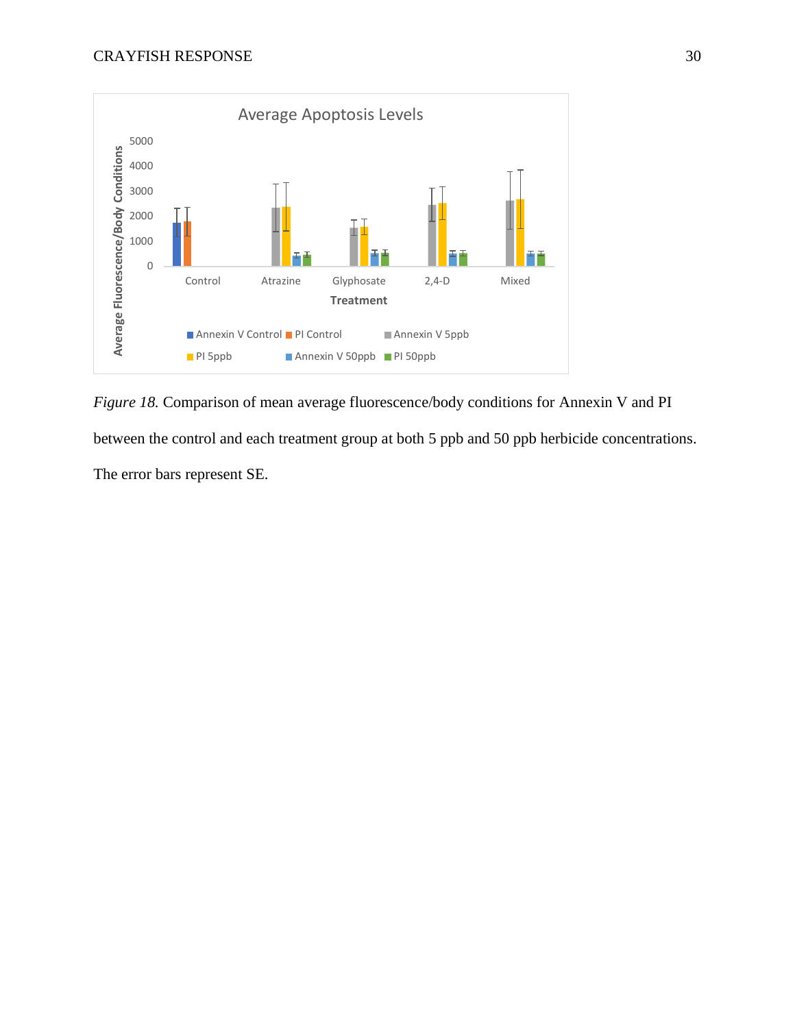*Figure 18.* Comparison of mean average fluorescence/body conditions for Annexin V and PI between the control and each treatment group at both 5 ppb and 50 ppb herbicide concentrations. The error bars represent SE.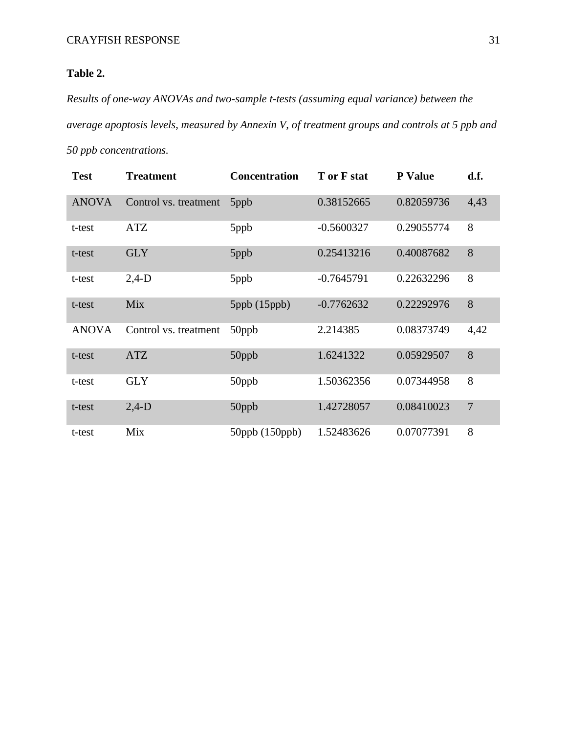**Table 2.**

*Results of one-way ANOVAs and two-sample t-tests (assuming equal variance) between the average apoptosis levels, measured by Annexin V, of treatment groups and controls at 5 ppb and 50 ppb concentrations.*

| Test | Treatment | Concentration | T or F stat | P Value | d.f. |
|---|---|---|---|---|---|
| ANOVA | Control vs. treatment | 5ppb | 0.38152665 | 0.82059736 | 4,43 |
| t-test | ATZ | 5ppb | -0.5600327 | 0.29055774 | 8 |
| t-test | GLY | 5ppb | 0.25413216 | 0.40087682 | 8 |
| t-test | 2,4-D | 5ppb | -0.7645791 | 0.22632296 | 8 |
| t-test | Mix | 5ppb (15ppb) | -0.7762632 | 0.22292976 | 8 |
| ANOVA | Control vs. treatment | 50ppb | 2.214385 | 0.08373749 | 4,42 |
| t-test | ATZ | 50ppb | 1.6241322 | 0.05929507 | 8 |
| t-test | GLY | 50ppb | 1.50362356 | 0.07344958 | 8 |
| t-test | 2,4-D | 50ppb | 1.42728057 | 0.08410023 | 7 |
| t-test | Mix | 50ppb (150ppb) | 1.52483626 | 0.07077391 | 8 |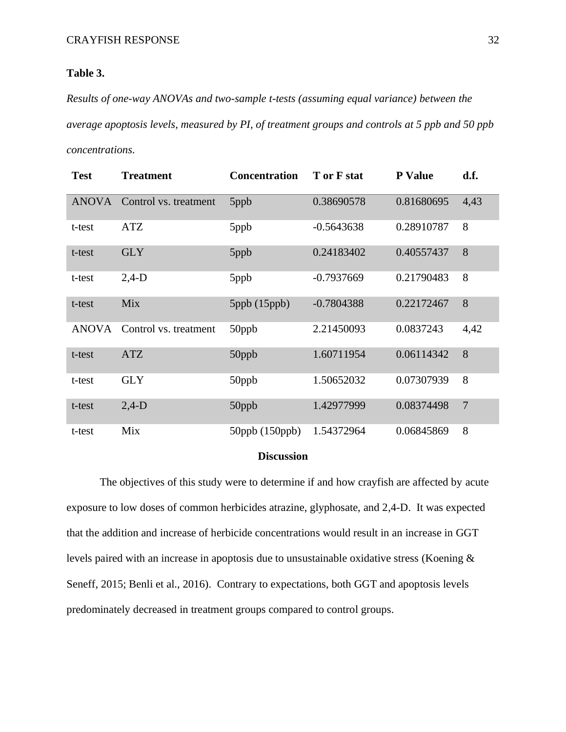**Table 3.**

*Results of one-way ANOVAs and two-sample t-tests (assuming equal variance) between the average apoptosis levels, measured by PI, of treatment groups and controls at 5 ppb and 50 ppb concentrations.*

| Test | Treatment | Concentration | T or F stat | P Value | d.f. |
|---|---|---|---|---|---|
| ANOVA | Control vs. treatment | 5ppb | 0.38690578 | 0.81680695 | 4,43 |
| t-test | ATZ | 5ppb | -0.5643638 | 0.28910787 | 8 |
| t-test | GLY | 5ppb | 0.24183402 | 0.40557437 | 8 |
| t-test | 2,4-D | 5ppb | -0.7937669 | 0.21790483 | 8 |
| t-test | Mix | 5ppb (15ppb) | -0.7804388 | 0.22172467 | 8 |
| ANOVA | Control vs. treatment | 50ppb | 2.21450093 | 0.0837243 | 4,42 |
| t-test | ATZ | 50ppb | 1.60711954 | 0.06114342 | 8 |
| t-test | GLY | 50ppb | 1.50652032 | 0.07307939 | 8 |
| t-test | 2,4-D | 50ppb | 1.42977999 | 0.08374498 | 7 |
| t-test | Mix | 50ppb (150ppb) | 1.54372964 | 0.06845869 | 8 |

## Discussion

The objectives of this study were to determine if and how crayfish are affected by acute exposure to low doses of common herbicides atrazine, glyphosate, and 2,4-D. It was expected that the addition and increase of herbicide concentrations would result in an increase in GGT levels paired with an increase in apoptosis due to unsustainable oxidative stress (Koening & Seneff, 2015; Benli et al., 2016). Contrary to expectations, both GGT and apoptosis levels predominately decreased in treatment groups compared to control groups.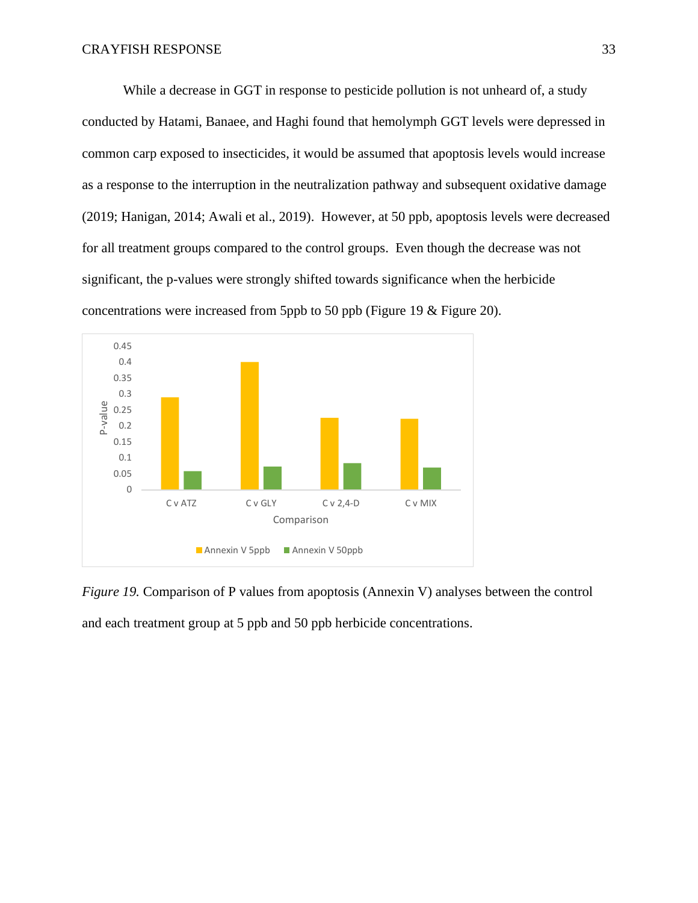While a decrease in GGT in response to pesticide pollution is not unheard of, a study conducted by Hatami, Banaee, and Haghi found that hemolymph GGT levels were depressed in common carp exposed to insecticides, it would be assumed that apoptosis levels would increase as a response to the interruption in the neutralization pathway and subsequent oxidative damage (2019; Hanigan, 2014; Awali et al., 2019). However, at 50 ppb, apoptosis levels were decreased for all treatment groups compared to the control groups. Even though the decrease was not significant, the p-values were strongly shifted towards significance when the herbicide concentrations were increased from 5ppb to 50 ppb (Figure 19 & Figure 20).

*Figure 19.* Comparison of P values from apoptosis (Annexin V) analyses between the control and each treatment group at 5 ppb and 50 ppb herbicide concentrations.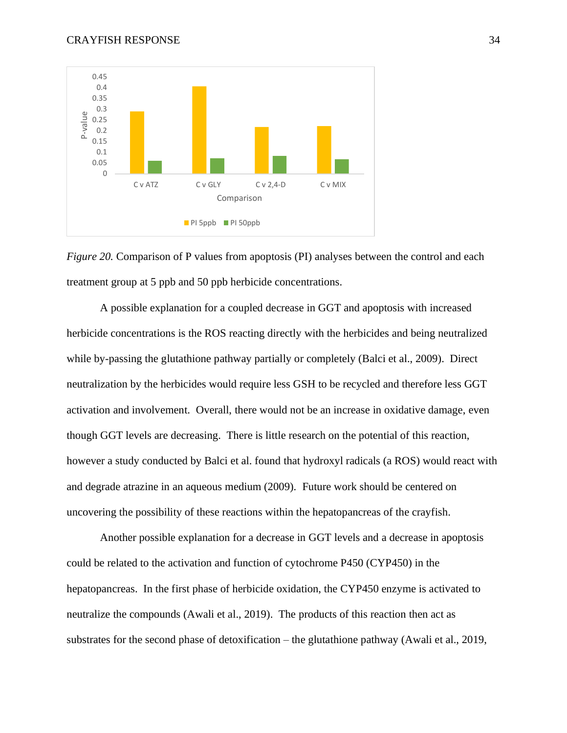*Figure 20.* Comparison of P values from apoptosis (PI) analyses between the control and each treatment group at 5 ppb and 50 ppb herbicide concentrations.

A possible explanation for a coupled decrease in GGT and apoptosis with increased herbicide concentrations is the ROS reacting directly with the herbicides and being neutralized while by-passing the glutathione pathway partially or completely (Balci et al., 2009). Direct neutralization by the herbicides would require less GSH to be recycled and therefore less GGT activation and involvement. Overall, there would not be an increase in oxidative damage, even though GGT levels are decreasing. There is little research on the potential of this reaction, however a study conducted by Balci et al. found that hydroxyl radicals (a ROS) would react with and degrade atrazine in an aqueous medium (2009). Future work should be centered on uncovering the possibility of these reactions within the hepatopancreas of the crayfish.

Another possible explanation for a decrease in GGT levels and a decrease in apoptosis could be related to the activation and function of cytochrome P450 (CYP450) in the hepatopancreas. In the first phase of herbicide oxidation, the CYP450 enzyme is activated to neutralize the compounds (Awali et al., 2019). The products of this reaction then act as substrates for the second phase of detoxification – the glutathione pathway (Awali et al., 2019,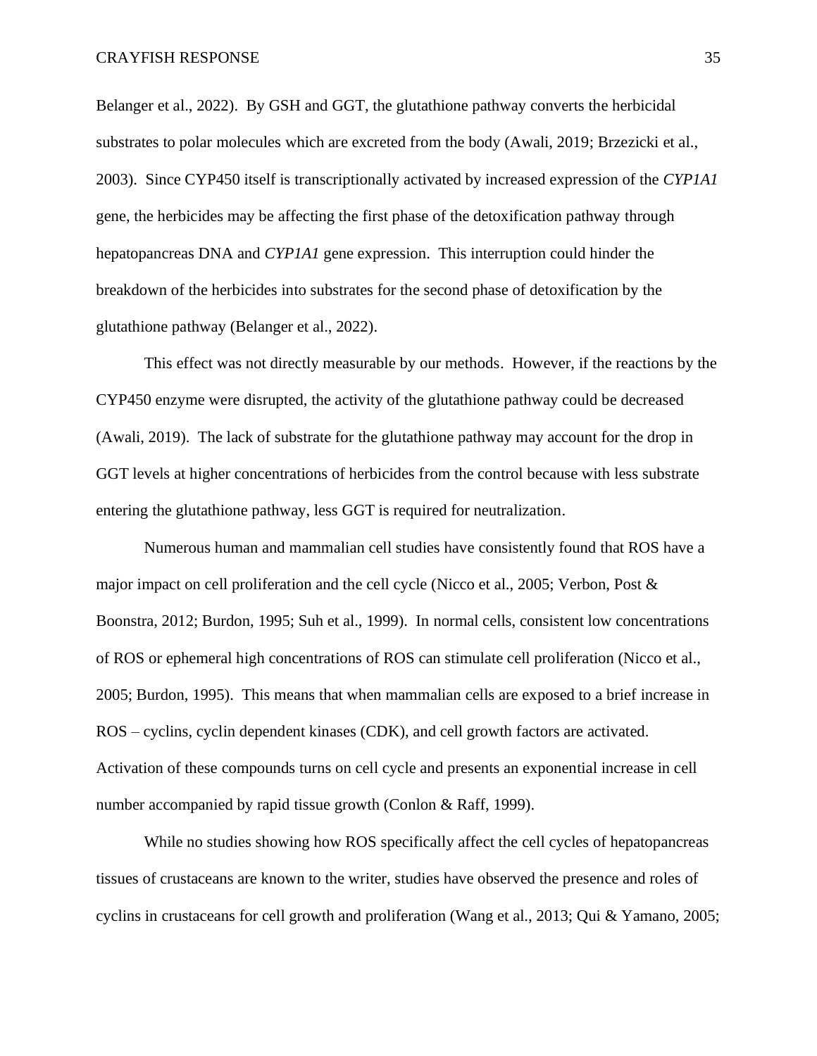Belanger et al., 2022). By GSH and GGT, the glutathione pathway converts the herbicidal substrates to polar molecules which are excreted from the body (Awali, 2019; Brzezicki et al., 2003). Since CYP450 itself is transcriptionally activated by increased expression of the *CYP1A1* gene, the herbicides may be affecting the first phase of the detoxification pathway through hepatopancreas DNA and *CYP1A1* gene expression. This interruption could hinder the breakdown of the herbicides into substrates for the second phase of detoxification by the glutathione pathway (Belanger et al., 2022).

This effect was not directly measurable by our methods. However, if the reactions by the CYP450 enzyme were disrupted, the activity of the glutathione pathway could be decreased (Awali, 2019). The lack of substrate for the glutathione pathway may account for the drop in GGT levels at higher concentrations of herbicides from the control because with less substrate entering the glutathione pathway, less GGT is required for neutralization.

Numerous human and mammalian cell studies have consistently found that ROS have a major impact on cell proliferation and the cell cycle (Nicco et al., 2005; Verbon, Post & Boonstra, 2012; Burdon, 1995; Suh et al., 1999). In normal cells, consistent low concentrations of ROS or ephemeral high concentrations of ROS can stimulate cell proliferation (Nicco et al., 2005; Burdon, 1995). This means that when mammalian cells are exposed to a brief increase in ROS – cyclins, cyclin dependent kinases (CDK), and cell growth factors are activated. Activation of these compounds turns on cell cycle and presents an exponential increase in cell number accompanied by rapid tissue growth (Conlon & Raff, 1999).

While no studies showing how ROS specifically affect the cell cycles of hepatopancreas tissues of crustaceans are known to the writer, studies have observed the presence and roles of cyclins in crustaceans for cell growth and proliferation (Wang et al., 2013; Qui & Yamano, 2005;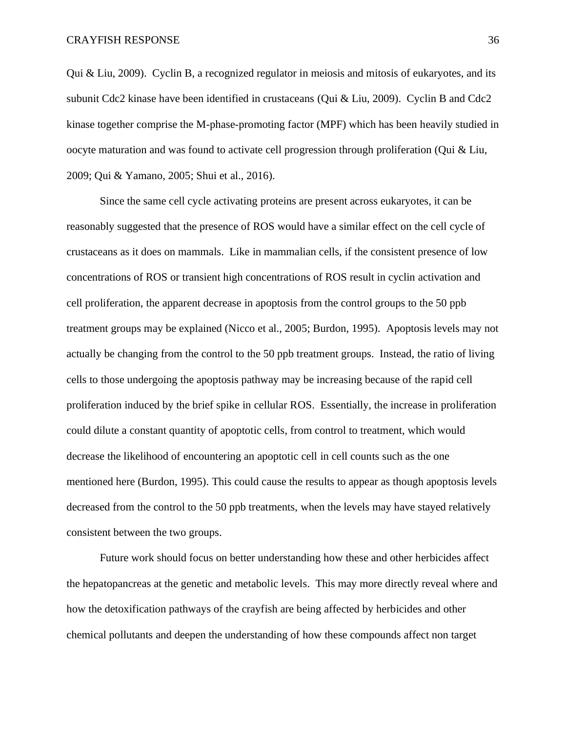Qui & Liu, 2009). Cyclin B, a recognized regulator in meiosis and mitosis of eukaryotes, and its subunit Cdc2 kinase have been identified in crustaceans (Qui & Liu, 2009). Cyclin B and Cdc2 kinase together comprise the M-phase-promoting factor (MPF) which has been heavily studied in oocyte maturation and was found to activate cell progression through proliferation (Qui & Liu, 2009; Qui & Yamano, 2005; Shui et al., 2016).

Since the same cell cycle activating proteins are present across eukaryotes, it can be reasonably suggested that the presence of ROS would have a similar effect on the cell cycle of crustaceans as it does on mammals. Like in mammalian cells, if the consistent presence of low concentrations of ROS or transient high concentrations of ROS result in cyclin activation and cell proliferation, the apparent decrease in apoptosis from the control groups to the 50 ppb treatment groups may be explained (Nicco et al., 2005; Burdon, 1995). Apoptosis levels may not actually be changing from the control to the 50 ppb treatment groups. Instead, the ratio of living cells to those undergoing the apoptosis pathway may be increasing because of the rapid cell proliferation induced by the brief spike in cellular ROS. Essentially, the increase in proliferation could dilute a constant quantity of apoptotic cells, from control to treatment, which would decrease the likelihood of encountering an apoptotic cell in cell counts such as the one mentioned here (Burdon, 1995). This could cause the results to appear as though apoptosis levels decreased from the control to the 50 ppb treatments, when the levels may have stayed relatively consistent between the two groups.

Future work should focus on better understanding how these and other herbicides affect the hepatopancreas at the genetic and metabolic levels. This may more directly reveal where and how the detoxification pathways of the crayfish are being affected by herbicides and other chemical pollutants and deepen the understanding of how these compounds affect non target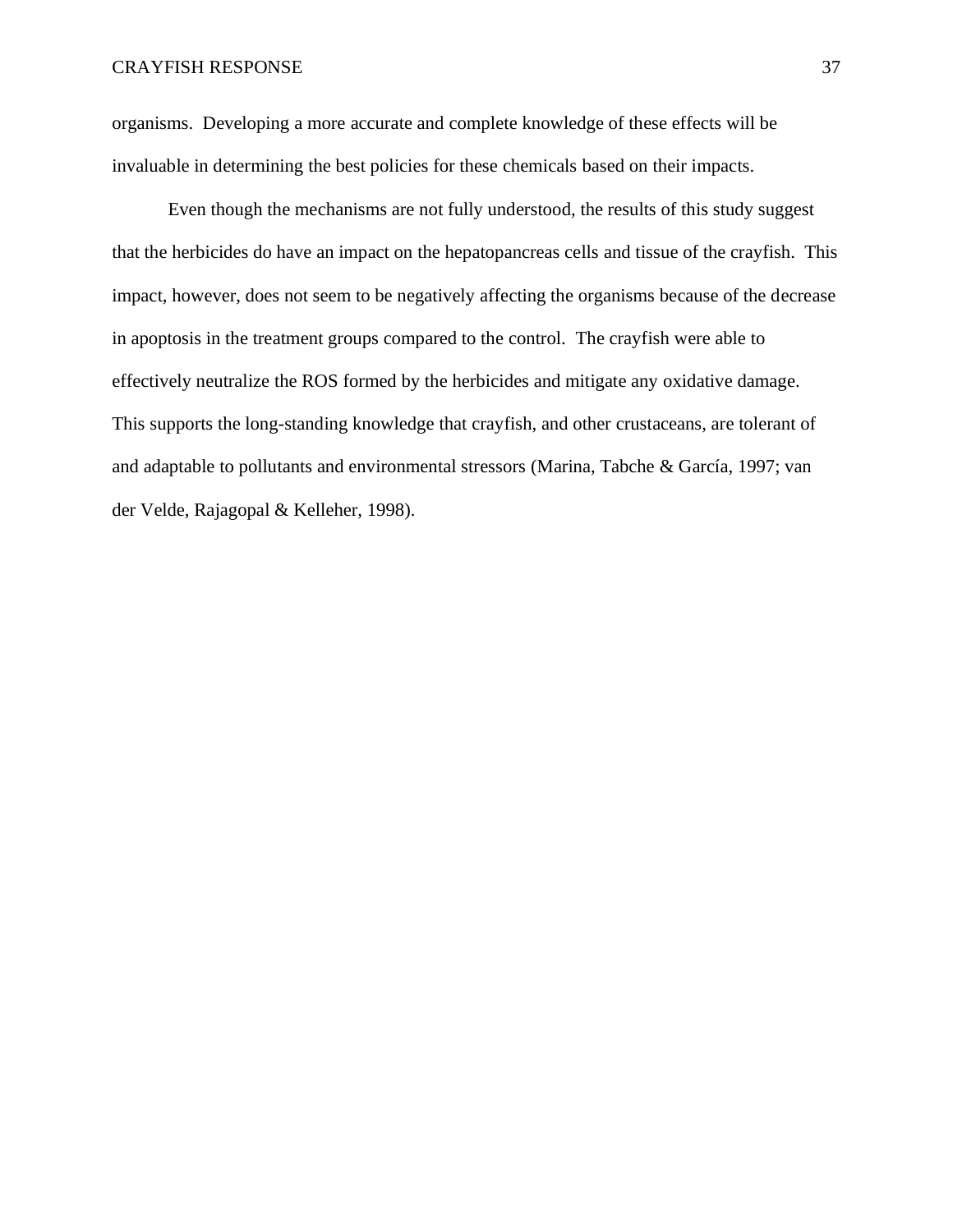organisms.  Developing a more accurate and complete knowledge of these effects will be invaluable in determining the best policies for these chemicals based on their impacts.

Even though the mechanisms are not fully understood, the results of this study suggest that the herbicides do have an impact on the hepatopancreas cells and tissue of the crayfish.  This impact, however, does not seem to be negatively affecting the organisms because of the decrease in apoptosis in the treatment groups compared to the control.  The crayfish were able to effectively neutralize the ROS formed by the herbicides and mitigate any oxidative damage. This supports the long-standing knowledge that crayfish, and other crustaceans, are tolerant of and adaptable to pollutants and environmental stressors (Marina, Tabche & García, 1997; van der Velde, Rajagopal & Kelleher, 1998).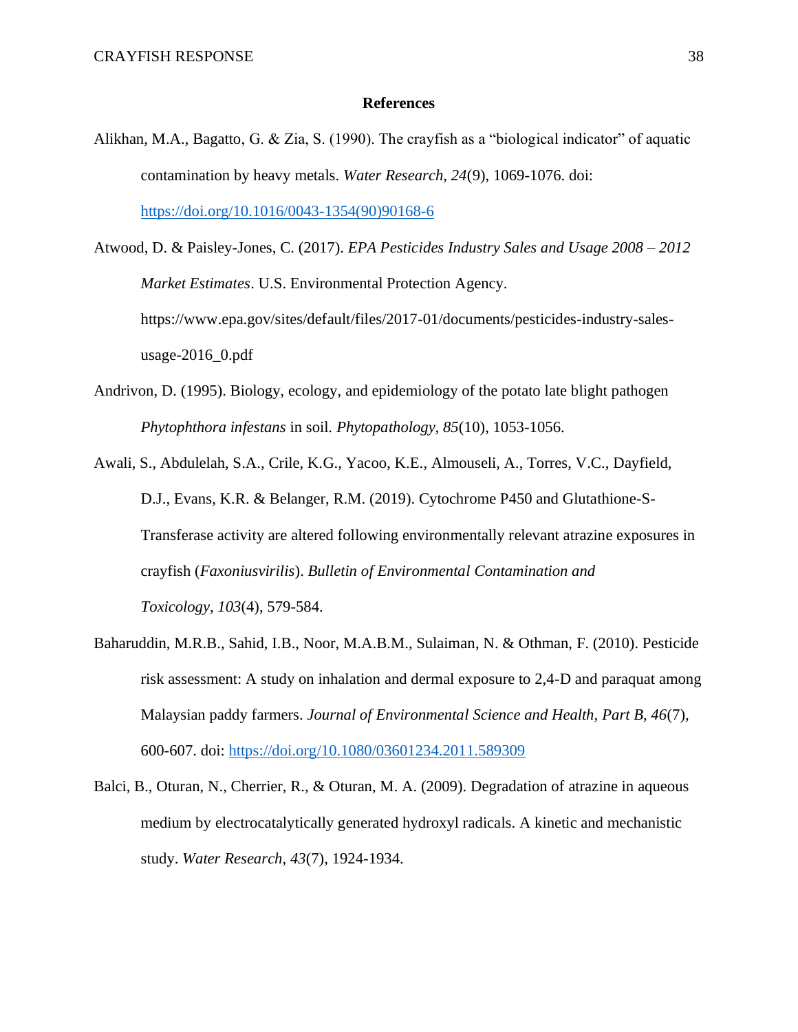**References**

Alikhan, M.A., Bagatto, G. & Zia, S. (1990). The crayfish as a “biological indicator” of aquatic contamination by heavy metals. *Water Research, 24*(9), 1069-1076. doi: https://doi.org/10.1016/0043-1354(90)90168-6

Atwood, D. & Paisley-Jones, C. (2017). *EPA Pesticides Industry Sales and Usage 2008 – 2012 Market Estimates*. U.S. Environmental Protection Agency. https://www.epa.gov/sites/default/files/2017-01/documents/pesticides-industry-sales-usage-2016_0.pdf

Andrivon, D. (1995). Biology, ecology, and epidemiology of the potato late blight pathogen *Phytophthora infestans* in soil. *Phytopathology*, *85*(10), 1053-1056.

Awali, S., Abdulelah, S.A., Crile, K.G., Yacoo, K.E., Almouseli, A., Torres, V.C., Dayfield, D.J., Evans, K.R. & Belanger, R.M. (2019). Cytochrome P450 and Glutathione-S-Transferase activity are altered following environmentally relevant atrazine exposures in crayfish (*Faxoniusvirilis*). *Bulletin of Environmental Contamination and Toxicology*, *103*(4), 579-584.

Baharuddin, M.R.B., Sahid, I.B., Noor, M.A.B.M., Sulaiman, N. & Othman, F. (2010). Pesticide risk assessment: A study on inhalation and dermal exposure to 2,4-D and paraquat among Malaysian paddy farmers. *Journal of Environmental Science and Health, Part B, 46*(7), 600-607. doi: https://doi.org/10.1080/03601234.2011.589309

Balci, B., Oturan, N., Cherrier, R., & Oturan, M. A. (2009). Degradation of atrazine in aqueous medium by electrocatalytically generated hydroxyl radicals. A kinetic and mechanistic study. *Water Research*, *43*(7), 1924-1934.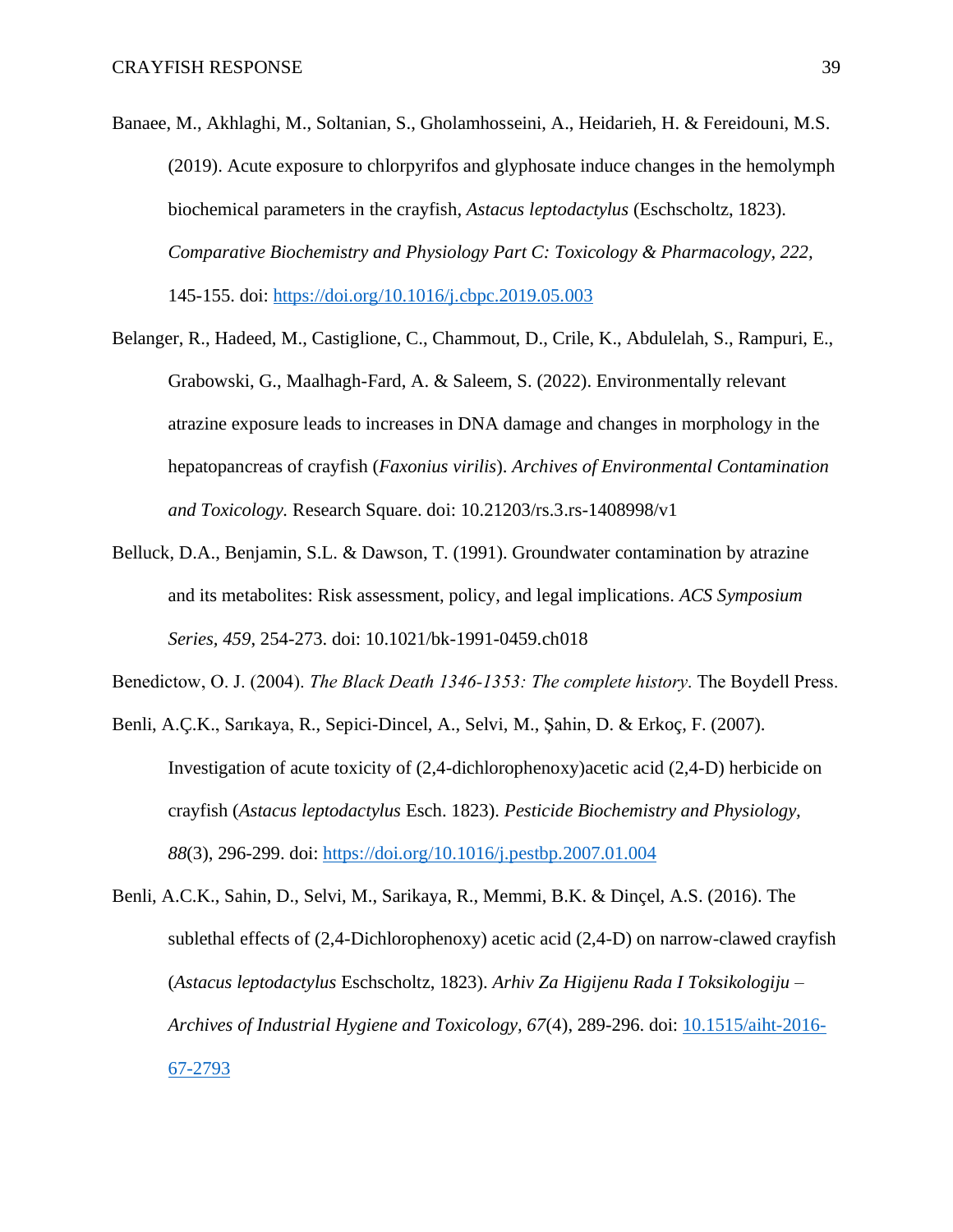Banaee, M., Akhlaghi, M., Soltanian, S., Gholamhosseini, A., Heidarieh, H. & Fereidouni, M.S. (2019). Acute exposure to chlorpyrifos and glyphosate induce changes in the hemolymph biochemical parameters in the crayfish, *Astacus leptodactylus* (Eschscholtz, 1823). *Comparative Biochemistry and Physiology Part C: Toxicology & Pharmacology, 222,* 145-155. doi: https://doi.org/10.1016/j.cbpc.2019.05.003

Belanger, R., Hadeed, M., Castiglione, C., Chammout, D., Crile, K., Abdulelah, S., Rampuri, E., Grabowski, G., Maalhagh-Fard, A. & Saleem, S. (2022). Environmentally relevant atrazine exposure leads to increases in DNA damage and changes in morphology in the hepatopancreas of crayfish (*Faxonius virilis*). *Archives of Environmental Contamination and Toxicology.* Research Square. doi: 10.21203/rs.3.rs-1408998/v1

Belluck, D.A., Benjamin, S.L. & Dawson, T. (1991). Groundwater contamination by atrazine and its metabolites: Risk assessment, policy, and legal implications. *ACS Symposium Series, 459,* 254-273. doi: 10.1021/bk-1991-0459.ch018

Benedictow, O. J. (2004). *The Black Death 1346-1353: The complete history.* The Boydell Press.

Benli, A.Ç.K., Sarıkaya, R., Sepici-Dincel, A., Selvi, M., Şahin, D. & Erkoç, F. (2007). Investigation of acute toxicity of (2,4-dichlorophenoxy)acetic acid (2,4-D) herbicide on crayfish (*Astacus leptodactylus* Esch. 1823). *Pesticide Biochemistry and Physiology, 88*(3), 296-299. doi: https://doi.org/10.1016/j.pestbp.2007.01.004

Benli, A.C.K., Sahin, D., Selvi, M., Sarikaya, R., Memmi, B.K. & Dinçel, A.S. (2016). The sublethal effects of (2,4-Dichlorophenoxy) acetic acid (2,4-D) on narrow-clawed crayfish (*Astacus leptodactylus* Eschscholtz, 1823). *Arhiv Za Higijenu Rada I Toksikologiju – Archives of Industrial Hygiene and Toxicology, 67*(4), 289-296. doi: 10.1515/aiht-2016-67-2793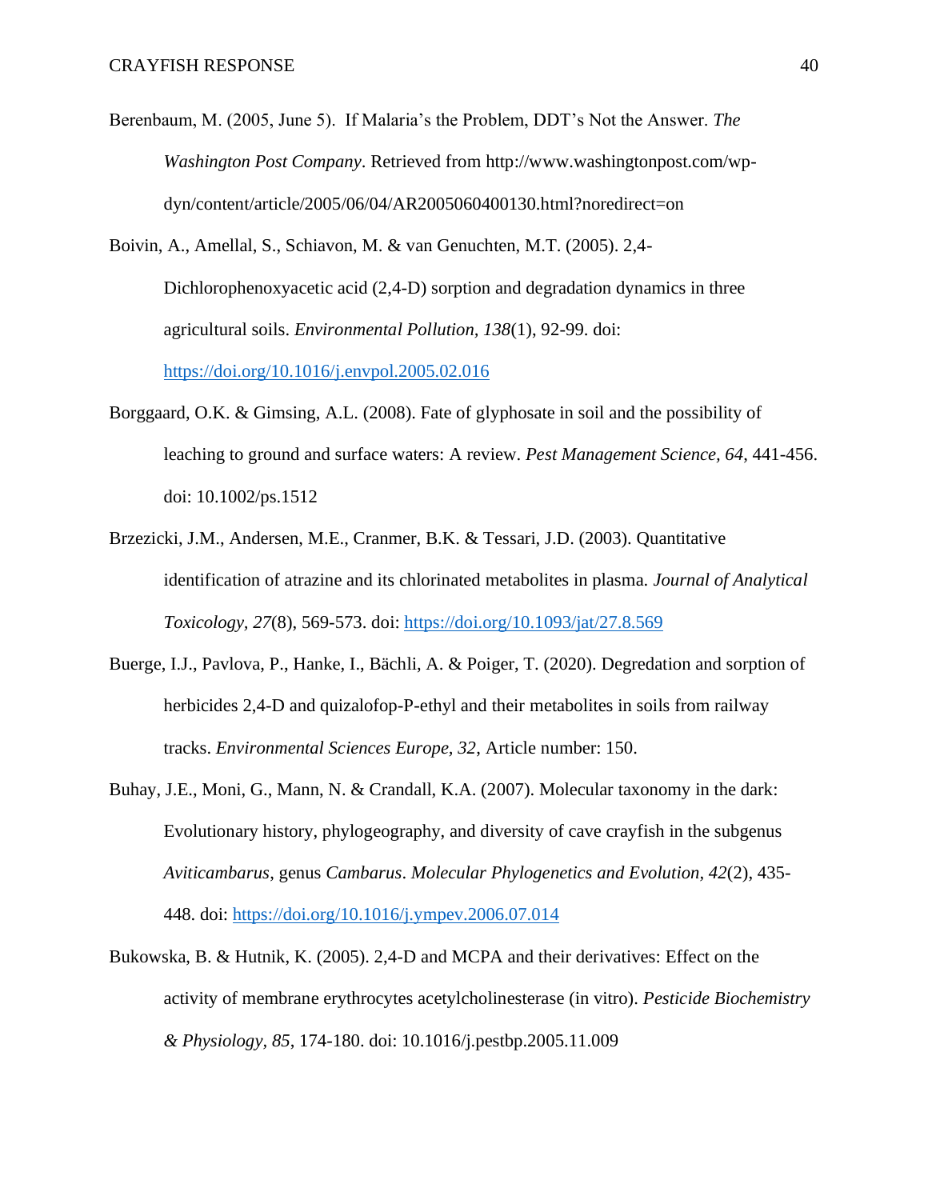Berenbaum, M. (2005, June 5). If Malaria's the Problem, DDT's Not the Answer. *The Washington Post Company*. Retrieved from http://www.washingtonpost.com/wp-dyn/content/article/2005/06/04/AR2005060400130.html?noredirect=on

Boivin, A., Amellal, S., Schiavon, M. & van Genuchten, M.T. (2005). 2,4-Dichlorophenoxyacetic acid (2,4-D) sorption and degradation dynamics in three agricultural soils. *Environmental Pollution, 138*(1), 92-99. doi: https://doi.org/10.1016/j.envpol.2005.02.016

Borggaard, O.K. & Gimsing, A.L. (2008). Fate of glyphosate in soil and the possibility of leaching to ground and surface waters: A review. *Pest Management Science, 64*, 441-456. doi: 10.1002/ps.1512

Brzezicki, J.M., Andersen, M.E., Cranmer, B.K. & Tessari, J.D. (2003). Quantitative identification of atrazine and its chlorinated metabolites in plasma. *Journal of Analytical Toxicology, 27*(8), 569-573. doi: https://doi.org/10.1093/jat/27.8.569

Buerge, I.J., Pavlova, P., Hanke, I., Bächli, A. & Poiger, T. (2020). Degredation and sorption of herbicides 2,4-D and quizalofop-P-ethyl and their metabolites in soils from railway tracks. *Environmental Sciences Europe, 32*, Article number: 150.

Buhay, J.E., Moni, G., Mann, N. & Crandall, K.A. (2007). Molecular taxonomy in the dark: Evolutionary history, phylogeography, and diversity of cave crayfish in the subgenus *Aviticambarus*, genus *Cambarus*. *Molecular Phylogenetics and Evolution, 42*(2), 435-448. doi: https://doi.org/10.1016/j.ympev.2006.07.014

Bukowska, B. & Hutnik, K. (2005). 2,4-D and MCPA and their derivatives: Effect on the activity of membrane erythrocytes acetylcholinesterase (in vitro). *Pesticide Biochemistry & Physiology, 85*, 174-180. doi: 10.1016/j.pestbp.2005.11.009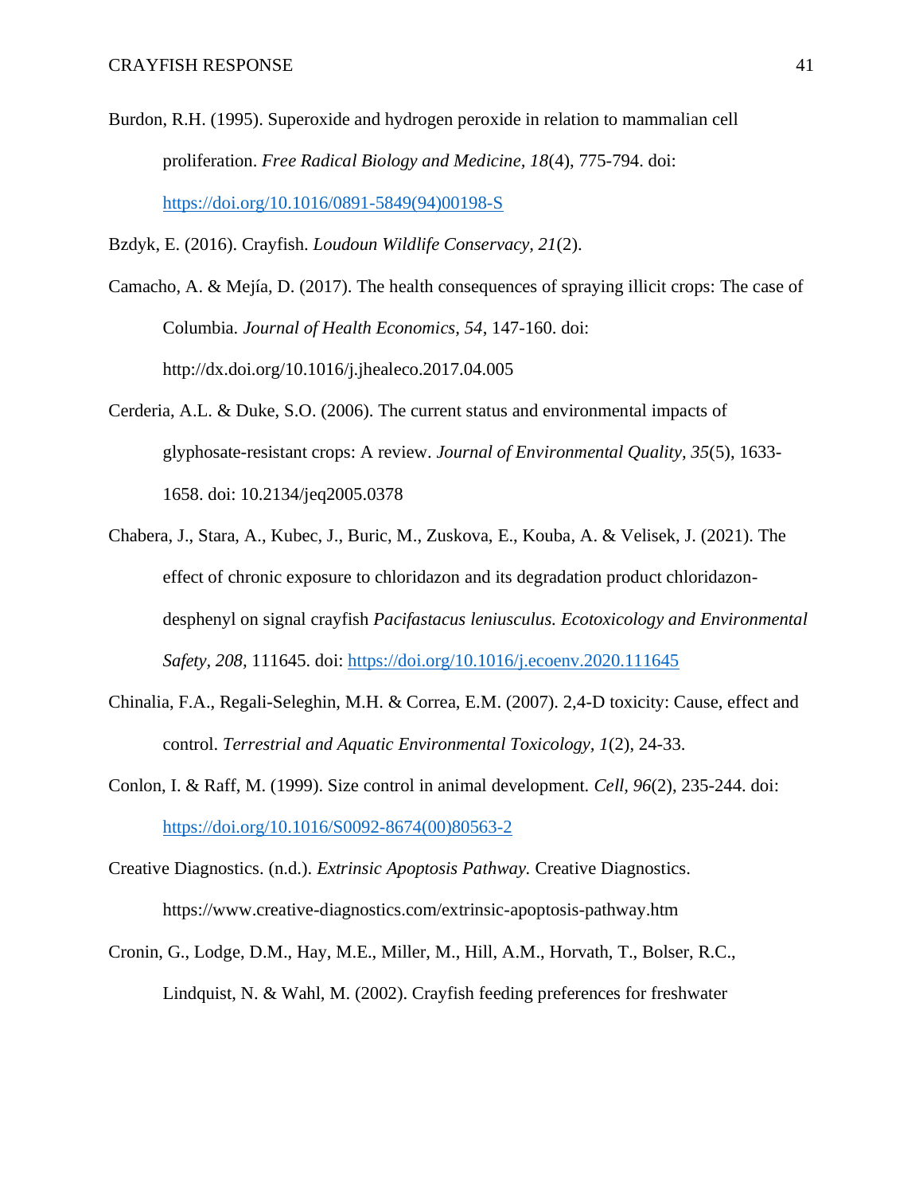Burdon, R.H. (1995). Superoxide and hydrogen peroxide in relation to mammalian cell proliferation. *Free Radical Biology and Medicine, 18*(4), 775-794. doi: https://doi.org/10.1016/0891-5849(94)00198-S

Bzdyk, E. (2016). Crayfish. *Loudoun Wildlife Conservacy, 21*(2).

Camacho, A. & Mejía, D. (2017). The health consequences of spraying illicit crops: The case of Columbia. *Journal of Health Economics, 54*, 147-160. doi: http://dx.doi.org/10.1016/j.jhealeco.2017.04.005

Cerderia, A.L. & Duke, S.O. (2006). The current status and environmental impacts of glyphosate-resistant crops: A review. *Journal of Environmental Quality, 35*(5), 1633-1658. doi: 10.2134/jeq2005.0378

Chabera, J., Stara, A., Kubec, J., Buric, M., Zuskova, E., Kouba, A. & Velisek, J. (2021). The effect of chronic exposure to chloridazon and its degradation product chloridazon-desphenyl on signal crayfish *Pacifastacus leniusculus. Ecotoxicology and Environmental Safety, 208,* 111645. doi: https://doi.org/10.1016/j.ecoenv.2020.111645

Chinalia, F.A., Regali-Seleghin, M.H. & Correa, E.M. (2007). 2,4-D toxicity: Cause, effect and control. *Terrestrial and Aquatic Environmental Toxicology, 1*(2), 24-33.

Conlon, I. & Raff, M. (1999). Size control in animal development. *Cell, 96*(2), 235-244. doi: https://doi.org/10.1016/S0092-8674(00)80563-2

Creative Diagnostics. (n.d.). *Extrinsic Apoptosis Pathway.* Creative Diagnostics. https://www.creative-diagnostics.com/extrinsic-apoptosis-pathway.htm

Cronin, G., Lodge, D.M., Hay, M.E., Miller, M., Hill, A.M., Horvath, T., Bolser, R.C., Lindquist, N. & Wahl, M. (2002). Crayfish feeding preferences for freshwater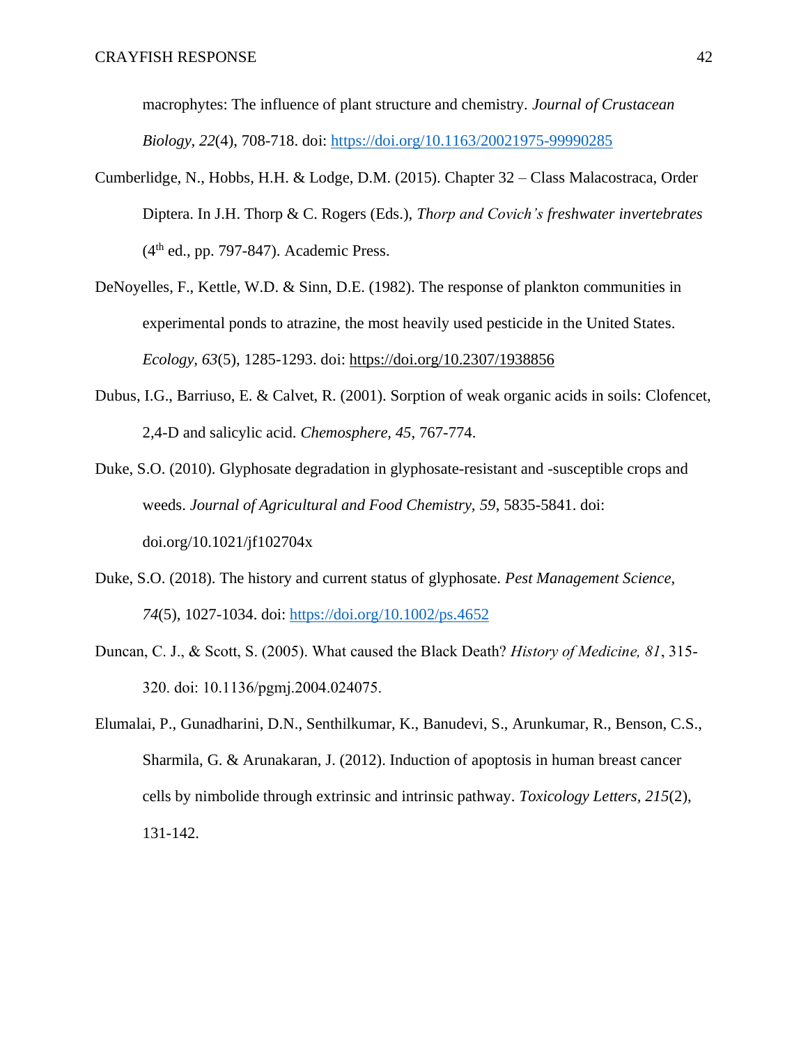macrophytes: The influence of plant structure and chemistry. *Journal of Crustacean Biology, 22*(4), 708-718. doi: https://doi.org/10.1163/20021975-99990285

Cumberlidge, N., Hobbs, H.H. & Lodge, D.M. (2015). Chapter 32 – Class Malacostraca, Order Diptera. In J.H. Thorp & C. Rogers (Eds.), *Thorp and Covich's freshwater invertebrates* (4th ed., pp. 797-847). Academic Press.

DeNoyelles, F., Kettle, W.D. & Sinn, D.E. (1982). The response of plankton communities in experimental ponds to atrazine, the most heavily used pesticide in the United States. *Ecology, 63*(5), 1285-1293. doi: https://doi.org/10.2307/1938856

Dubus, I.G., Barriuso, E. & Calvet, R. (2001). Sorption of weak organic acids in soils: Clofencet, 2,4-D and salicylic acid. *Chemosphere, 45*, 767-774.

Duke, S.O. (2010). Glyphosate degradation in glyphosate-resistant and -susceptible crops and weeds. *Journal of Agricultural and Food Chemistry, 59*, 5835-5841. doi: doi.org/10.1021/jf102704x

Duke, S.O. (2018). The history and current status of glyphosate. *Pest Management Science, 74*(5), 1027-1034. doi: https://doi.org/10.1002/ps.4652

Duncan, C. J., & Scott, S. (2005). What caused the Black Death? *History of Medicine, 81*, 315-320. doi: 10.1136/pgmj.2004.024075.

Elumalai, P., Gunadharini, D.N., Senthilkumar, K., Banudevi, S., Arunkumar, R., Benson, C.S., Sharmila, G. & Arunakaran, J. (2012). Induction of apoptosis in human breast cancer cells by nimbolide through extrinsic and intrinsic pathway. *Toxicology Letters, 215*(2), 131-142.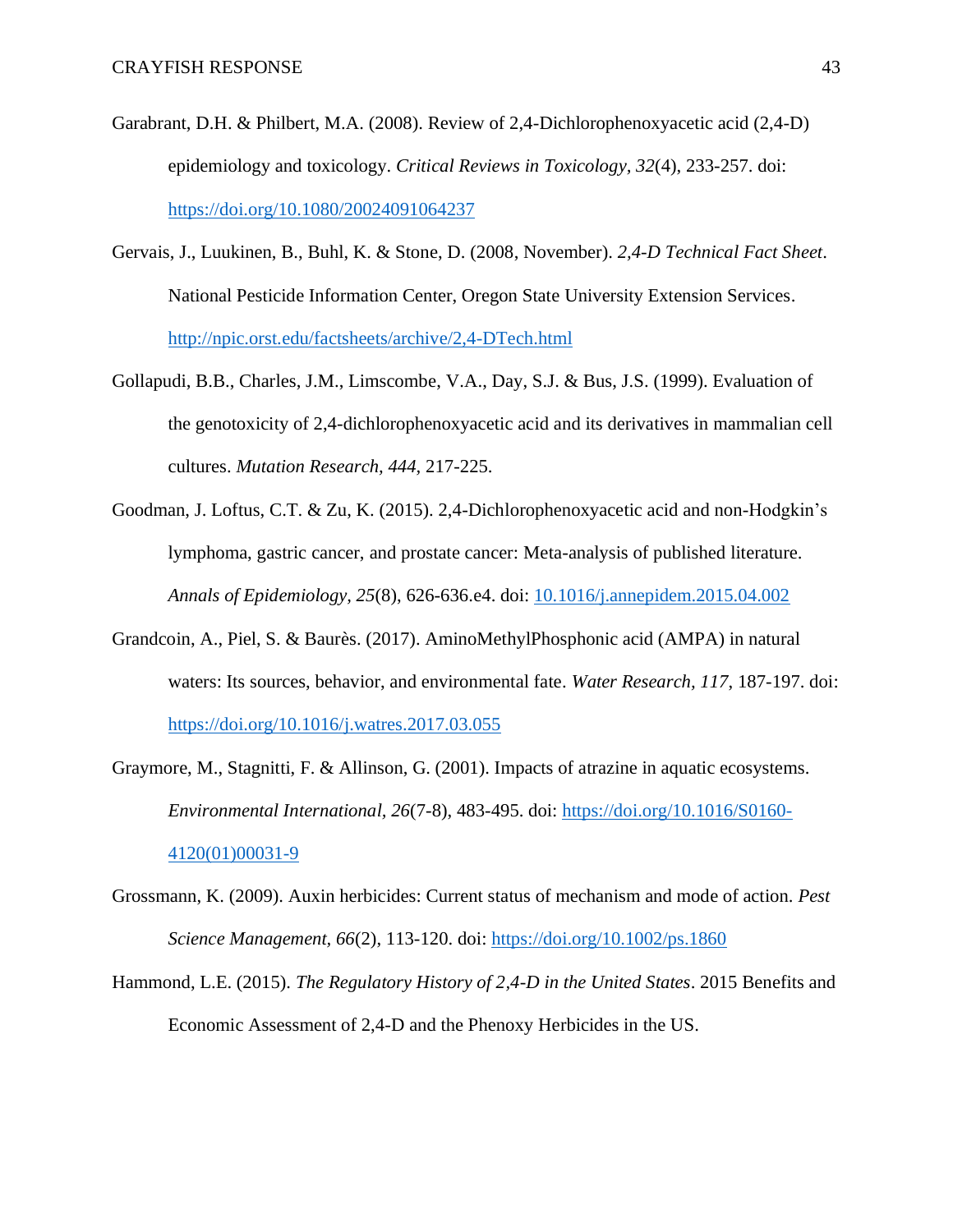Garabrant, D.H. & Philbert, M.A. (2008). Review of 2,4-Dichlorophenoxyacetic acid (2,4-D) epidemiology and toxicology. *Critical Reviews in Toxicology, 32*(4), 233-257. doi: https://doi.org/10.1080/20024091064237

Gervais, J., Luukinen, B., Buhl, K. & Stone, D. (2008, November). *2,4-D Technical Fact Sheet*. National Pesticide Information Center, Oregon State University Extension Services. http://npic.orst.edu/factsheets/archive/2,4-DTech.html

Gollapudi, B.B., Charles, J.M., Limscombe, V.A., Day, S.J. & Bus, J.S. (1999). Evaluation of the genotoxicity of 2,4-dichlorophenoxyacetic acid and its derivatives in mammalian cell cultures. *Mutation Research, 444*, 217-225.

Goodman, J. Loftus, C.T. & Zu, K. (2015). 2,4-Dichlorophenoxyacetic acid and non-Hodgkin's lymphoma, gastric cancer, and prostate cancer: Meta-analysis of published literature. *Annals of Epidemiology, 25*(8), 626-636.e4. doi: 10.1016/j.annepidem.2015.04.002

Grandcoin, A., Piel, S. & Baurès. (2017). AminoMethylPhosphonic acid (AMPA) in natural waters: Its sources, behavior, and environmental fate. *Water Research, 117*, 187-197. doi: https://doi.org/10.1016/j.watres.2017.03.055

Graymore, M., Stagnitti, F. & Allinson, G. (2001). Impacts of atrazine in aquatic ecosystems. *Environmental International, 26*(7-8), 483-495. doi: https://doi.org/10.1016/S0160-4120(01)00031-9

Grossmann, K. (2009). Auxin herbicides: Current status of mechanism and mode of action. *Pest Science Management, 66*(2), 113-120. doi: https://doi.org/10.1002/ps.1860

Hammond, L.E. (2015). *The Regulatory History of 2,4-D in the United States*. 2015 Benefits and Economic Assessment of 2,4-D and the Phenoxy Herbicides in the US.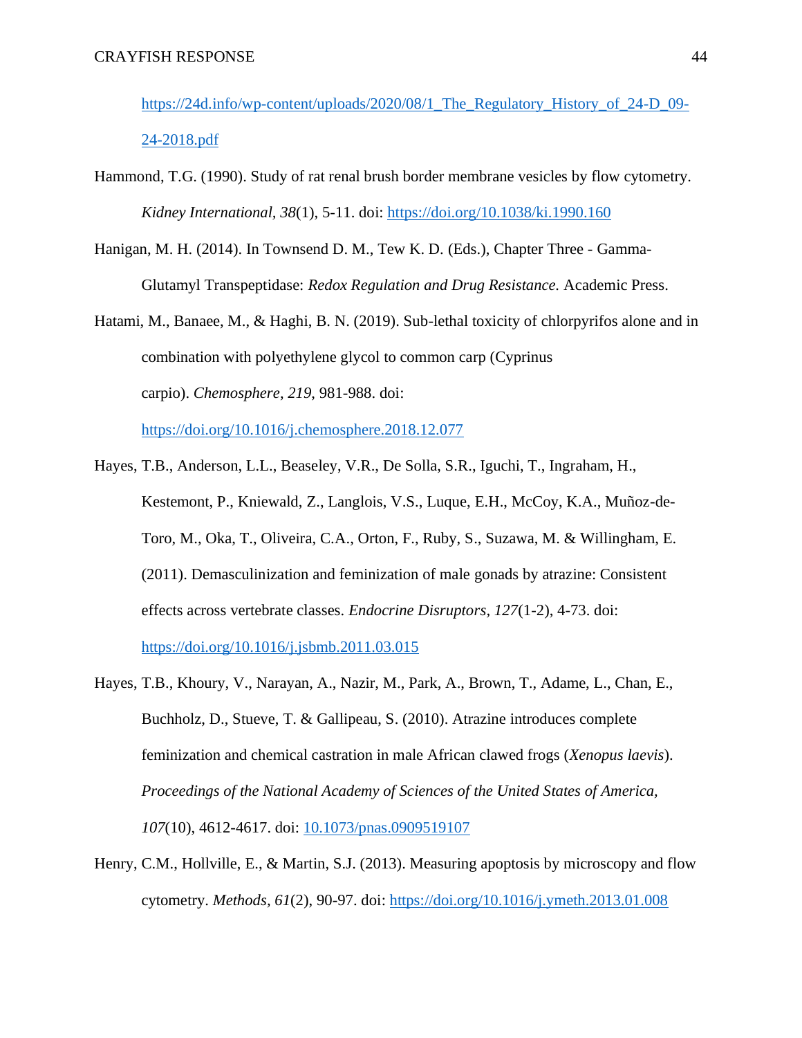https://24d.info/wp-content/uploads/2020/08/1_The_Regulatory_History_of_24-D_09-24-2018.pdf

Hammond, T.G. (1990). Study of rat renal brush border membrane vesicles by flow cytometry. *Kidney International, 38*(1), 5-11. doi: https://doi.org/10.1038/ki.1990.160

Hanigan, M. H. (2014). In Townsend D. M., Tew K. D. (Eds.), Chapter Three - Gamma-Glutamyl Transpeptidase: *Redox Regulation and Drug Resistance.* Academic Press.

Hatami, M., Banaee, M., & Haghi, B. N. (2019). Sub-lethal toxicity of chlorpyrifos alone and in combination with polyethylene glycol to common carp (Cyprinus carpio). *Chemosphere, 219*, 981-988. doi: https://doi.org/10.1016/j.chemosphere.2018.12.077

Hayes, T.B., Anderson, L.L., Beaseley, V.R., De Solla, S.R., Iguchi, T., Ingraham, H., Kestemont, P., Kniewald, Z., Langlois, V.S., Luque, E.H., McCoy, K.A., Muñoz-de-Toro, M., Oka, T., Oliveira, C.A., Orton, F., Ruby, S., Suzawa, M. & Willingham, E. (2011). Demasculinization and feminization of male gonads by atrazine: Consistent effects across vertebrate classes. *Endocrine Disruptors, 127*(1-2), 4-73. doi: https://doi.org/10.1016/j.jsbmb.2011.03.015

Hayes, T.B., Khoury, V., Narayan, A., Nazir, M., Park, A., Brown, T., Adame, L., Chan, E., Buchholz, D., Stueve, T. & Gallipeau, S. (2010). Atrazine introduces complete feminization and chemical castration in male African clawed frogs (*Xenopus laevis*). *Proceedings of the National Academy of Sciences of the United States of America, 107*(10), 4612-4617. doi: 10.1073/pnas.0909519107

Henry, C.M., Hollville, E., & Martin, S.J. (2013). Measuring apoptosis by microscopy and flow cytometry. *Methods, 61*(2), 90-97. doi: https://doi.org/10.1016/j.ymeth.2013.01.008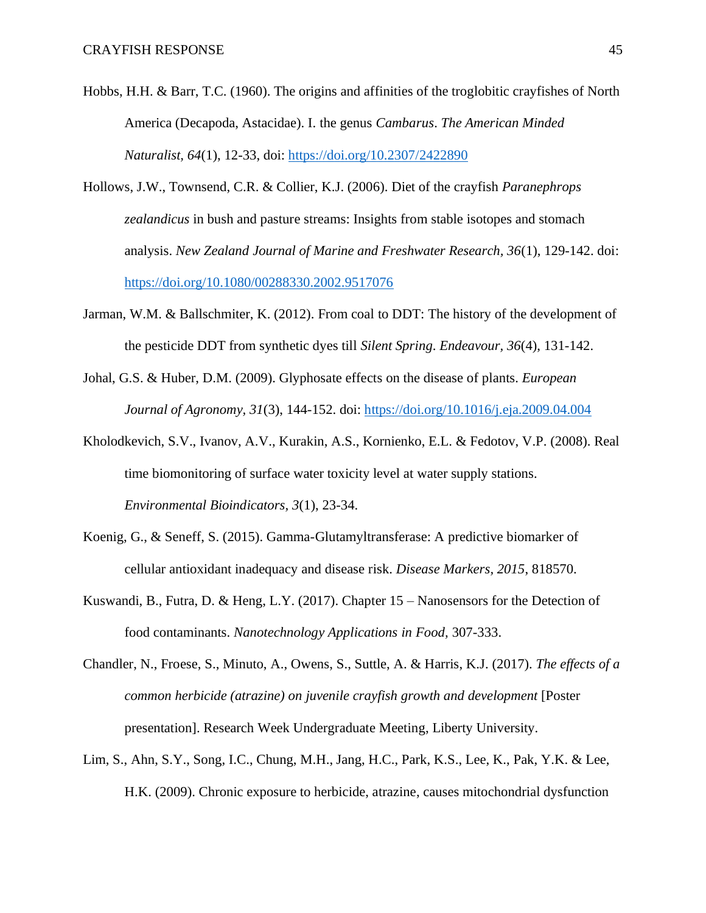Hobbs, H.H. & Barr, T.C. (1960). The origins and affinities of the troglobitic crayfishes of North America (Decapoda, Astacidae). I. the genus *Cambarus*. *The American Minded Naturalist*, *64*(1), 12-33, doi: https://doi.org/10.2307/2422890

Hollows, J.W., Townsend, C.R. & Collier, K.J. (2006). Diet of the crayfish *Paranephrops zealandicus* in bush and pasture streams: Insights from stable isotopes and stomach analysis. *New Zealand Journal of Marine and Freshwater Research*, *36*(1), 129-142. doi: https://doi.org/10.1080/00288330.2002.9517076

Jarman, W.M. & Ballschmiter, K. (2012). From coal to DDT: The history of the development of the pesticide DDT from synthetic dyes till *Silent Spring*. *Endeavour*, *36*(4), 131-142.

Johal, G.S. & Huber, D.M. (2009). Glyphosate effects on the disease of plants. *European Journal of Agronomy*, *31*(3), 144-152. doi: https://doi.org/10.1016/j.eja.2009.04.004

Kholodkevich, S.V., Ivanov, A.V., Kurakin, A.S., Kornienko, E.L. & Fedotov, V.P. (2008). Real time biomonitoring of surface water toxicity level at water supply stations. *Environmental Bioindicators*, *3*(1), 23-34.

Koenig, G., & Seneff, S. (2015). Gamma-Glutamyltransferase: A predictive biomarker of cellular antioxidant inadequacy and disease risk. *Disease Markers*, *2015*, 818570.

Kuswandi, B., Futra, D. & Heng, L.Y. (2017). Chapter 15 – Nanosensors for the Detection of food contaminants. *Nanotechnology Applications in Food*, 307-333.

Chandler, N., Froese, S., Minuto, A., Owens, S., Suttle, A. & Harris, K.J. (2017). *The effects of a common herbicide (atrazine) on juvenile crayfish growth and development* [Poster presentation]. Research Week Undergraduate Meeting, Liberty University.

Lim, S., Ahn, S.Y., Song, I.C., Chung, M.H., Jang, H.C., Park, K.S., Lee, K., Pak, Y.K. & Lee, H.K. (2009). Chronic exposure to herbicide, atrazine, causes mitochondrial dysfunction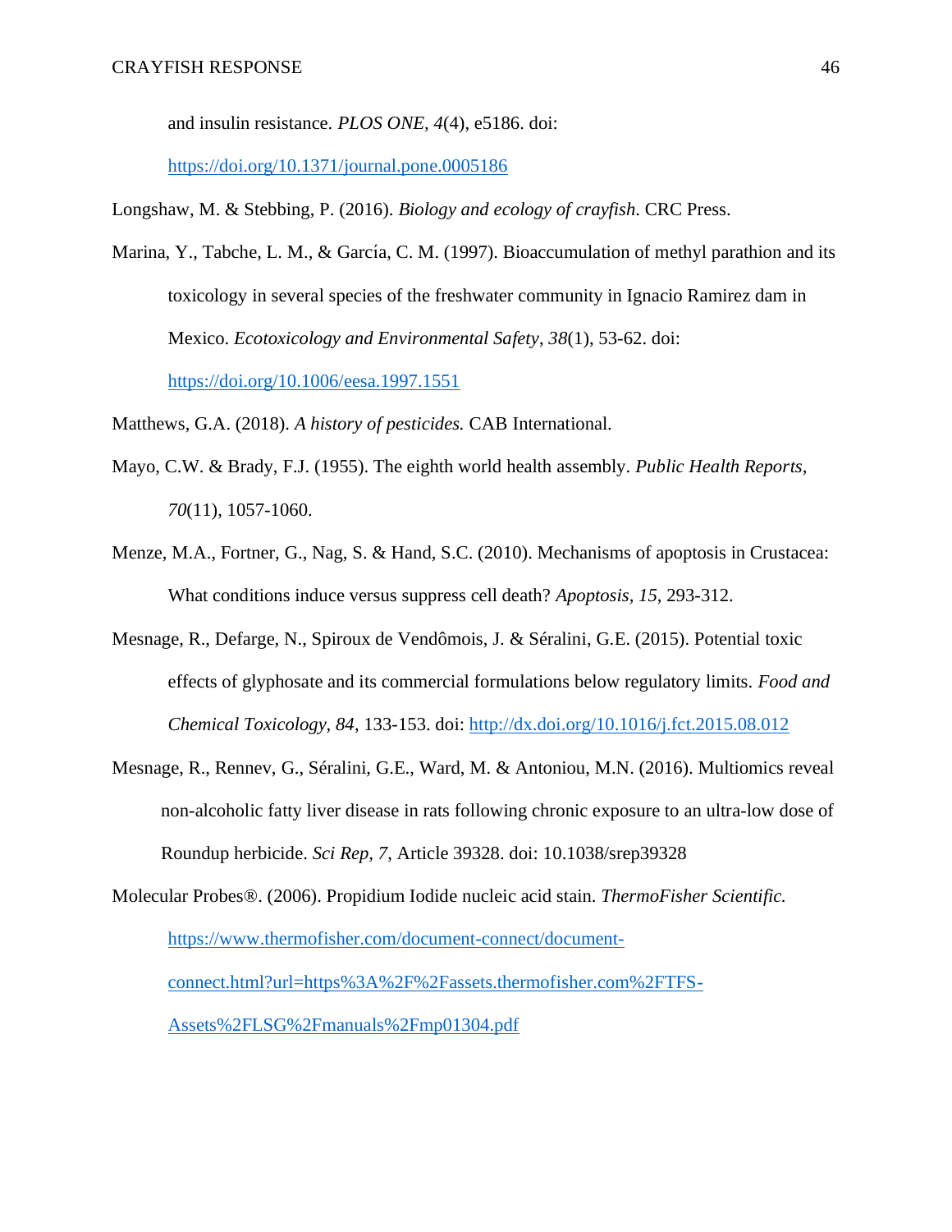and insulin resistance. *PLOS ONE, 4*(4), e5186. doi: https://doi.org/10.1371/journal.pone.0005186

Longshaw, M. & Stebbing, P. (2016). *Biology and ecology of crayfish*. CRC Press.

Marina, Y., Tabche, L. M., & García, C. M. (1997). Bioaccumulation of methyl parathion and its toxicology in several species of the freshwater community in Ignacio Ramirez dam in Mexico. *Ecotoxicology and Environmental Safety*, *38*(1), 53-62. doi: https://doi.org/10.1006/eesa.1997.1551

Matthews, G.A. (2018). *A history of pesticides.* CAB International.

Mayo, C.W. & Brady, F.J. (1955). The eighth world health assembly. *Public Health Reports, 70*(11), 1057-1060.

Menze, M.A., Fortner, G., Nag, S. & Hand, S.C. (2010). Mechanisms of apoptosis in Crustacea: What conditions induce versus suppress cell death? *Apoptosis, 15*, 293-312.

Mesnage, R., Defarge, N., Spiroux de Vendômois, J. & Séralini, G.E. (2015). Potential toxic effects of glyphosate and its commercial formulations below regulatory limits. *Food and Chemical Toxicology, 84*, 133-153. doi: http://dx.doi.org/10.1016/j.fct.2015.08.012

Mesnage, R., Rennev, G., Séralini, G.E., Ward, M. & Antoniou, M.N. (2016). Multiomics reveal non-alcoholic fatty liver disease in rats following chronic exposure to an ultra-low dose of Roundup herbicide. *Sci Rep, 7*, Article 39328. doi: 10.1038/srep39328

Molecular Probes®. (2006). Propidium Iodide nucleic acid stain. *ThermoFisher Scientific.* https://www.thermofisher.com/document-connect/document-connect.html?url=https%3A%2F%2Fassets.thermofisher.com%2FTFS-Assets%2FLSG%2Fmanuals%2Fmp01304.pdf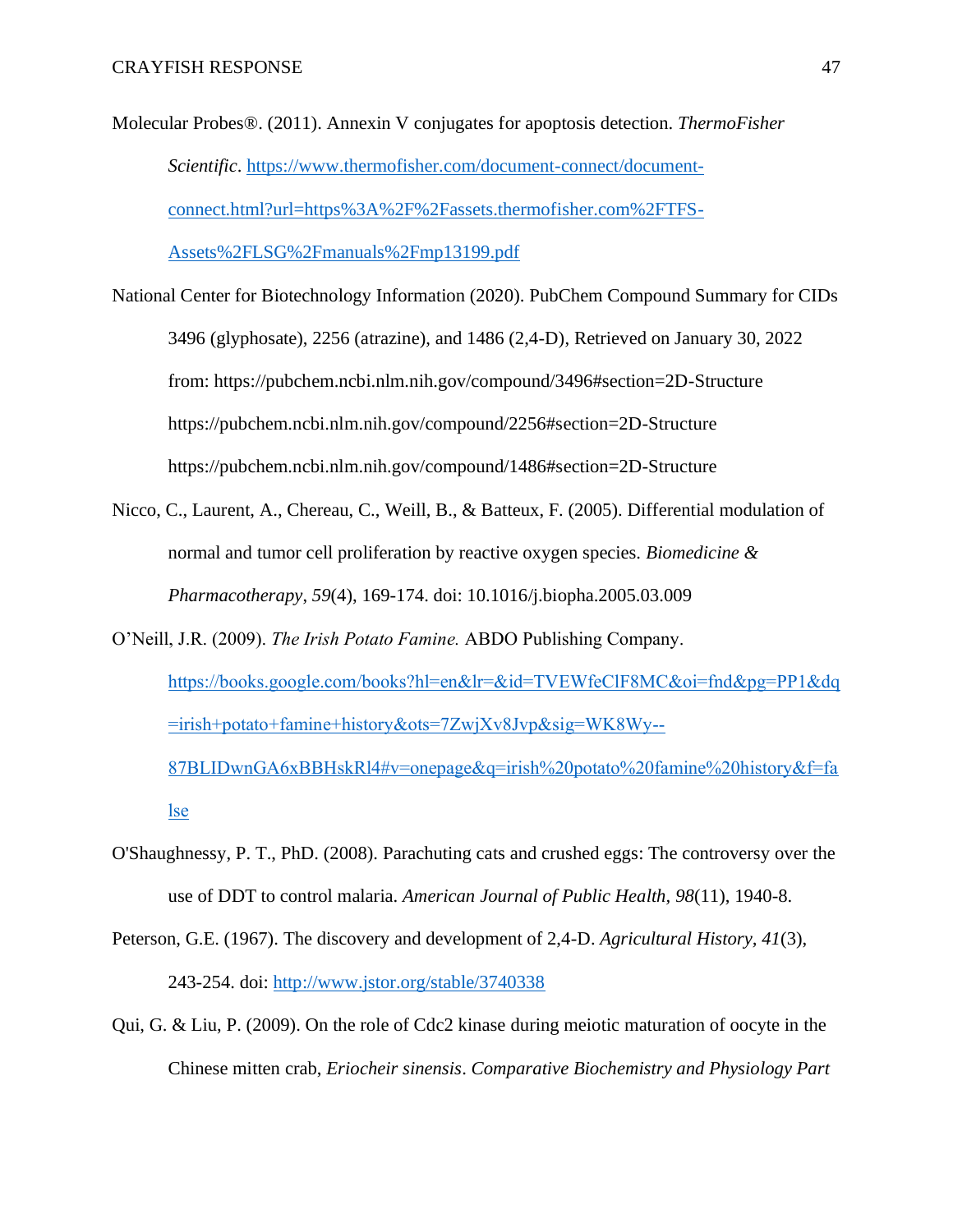Molecular Probes®. (2011). Annexin V conjugates for apoptosis detection. *ThermoFisher Scientific*. https://www.thermofisher.com/document-connect/document-connect.html?url=https%3A%2F%2Fassets.thermofisher.com%2FTFS-Assets%2FLSG%2Fmanuals%2Fmp13199.pdf

National Center for Biotechnology Information (2020). PubChem Compound Summary for CIDs 3496 (glyphosate), 2256 (atrazine), and 1486 (2,4-D), Retrieved on January 30, 2022 from: https://pubchem.ncbi.nlm.nih.gov/compound/3496#section=2D-Structure https://pubchem.ncbi.nlm.nih.gov/compound/2256#section=2D-Structure https://pubchem.ncbi.nlm.nih.gov/compound/1486#section=2D-Structure

Nicco, C., Laurent, A., Chereau, C., Weill, B., & Batteux, F. (2005). Differential modulation of normal and tumor cell proliferation by reactive oxygen species. *Biomedicine & Pharmacotherapy*, *59*(4), 169-174. doi: 10.1016/j.biopha.2005.03.009

O'Neill, J.R. (2009). *The Irish Potato Famine.* ABDO Publishing Company. https://books.google.com/books?hl=en&lr=&id=TVEWfeClF8MC&oi=fnd&pg=PP1&dq=irish+potato+famine+history&ots=7ZwjXv8Jvp&sig=WK8Wy--87BLIDwnGA6xBBHskRl4#v=onepage&q=irish%20potato%20famine%20history&f=false

O'Shaughnessy, P. T., PhD. (2008). Parachuting cats and crushed eggs: The controversy over the use of DDT to control malaria. *American Journal of Public Health, 98*(11), 1940-8.

Peterson, G.E. (1967). The discovery and development of 2,4-D. *Agricultural History, 41*(3), 243-254. doi: http://www.jstor.org/stable/3740338

Qui, G. & Liu, P. (2009). On the role of Cdc2 kinase during meiotic maturation of oocyte in the Chinese mitten crab, *Eriocheir sinensis*. *Comparative Biochemistry and Physiology Part*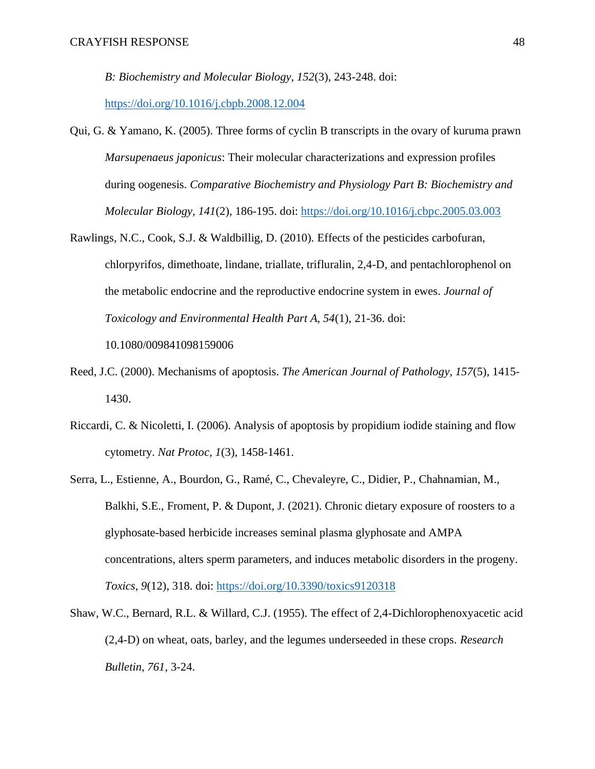*B: Biochemistry and Molecular Biology*, *152*(3), 243-248. doi: https://doi.org/10.1016/j.cbpb.2008.12.004

Qui, G. & Yamano, K. (2005). Three forms of cyclin B transcripts in the ovary of kuruma prawn *Marsupenaeus japonicus*: Their molecular characterizations and expression profiles during oogenesis. *Comparative Biochemistry and Physiology Part B: Biochemistry and Molecular Biology, 141*(2), 186-195. doi: https://doi.org/10.1016/j.cbpc.2005.03.003

Rawlings, N.C., Cook, S.J. & Waldbillig, D. (2010). Effects of the pesticides carbofuran, chlorpyrifos, dimethoate, lindane, triallate, trifluralin, 2,4-D, and pentachlorophenol on the metabolic endocrine and the reproductive endocrine system in ewes. *Journal of Toxicology and Environmental Health Part A*, *54*(1), 21-36. doi: 10.1080/009841098159006

Reed, J.C. (2000). Mechanisms of apoptosis. *The American Journal of Pathology*, *157*(5), 1415-1430.

Riccardi, C. & Nicoletti, I. (2006). Analysis of apoptosis by propidium iodide staining and flow cytometry. *Nat Protoc*, *1*(3), 1458-1461.

Serra, L., Estienne, A., Bourdon, G., Ramé, C., Chevaleyre, C., Didier, P., Chahnamian, M., Balkhi, S.E., Froment, P. & Dupont, J. (2021). Chronic dietary exposure of roosters to a glyphosate-based herbicide increases seminal plasma glyphosate and AMPA concentrations, alters sperm parameters, and induces metabolic disorders in the progeny. *Toxics*, *9*(12), 318. doi: https://doi.org/10.3390/toxics9120318

Shaw, W.C., Bernard, R.L. & Willard, C.J. (1955). The effect of 2,4-Dichlorophenoxyacetic acid (2,4-D) on wheat, oats, barley, and the legumes underseeded in these crops. *Research Bulletin*, *761*, 3-24.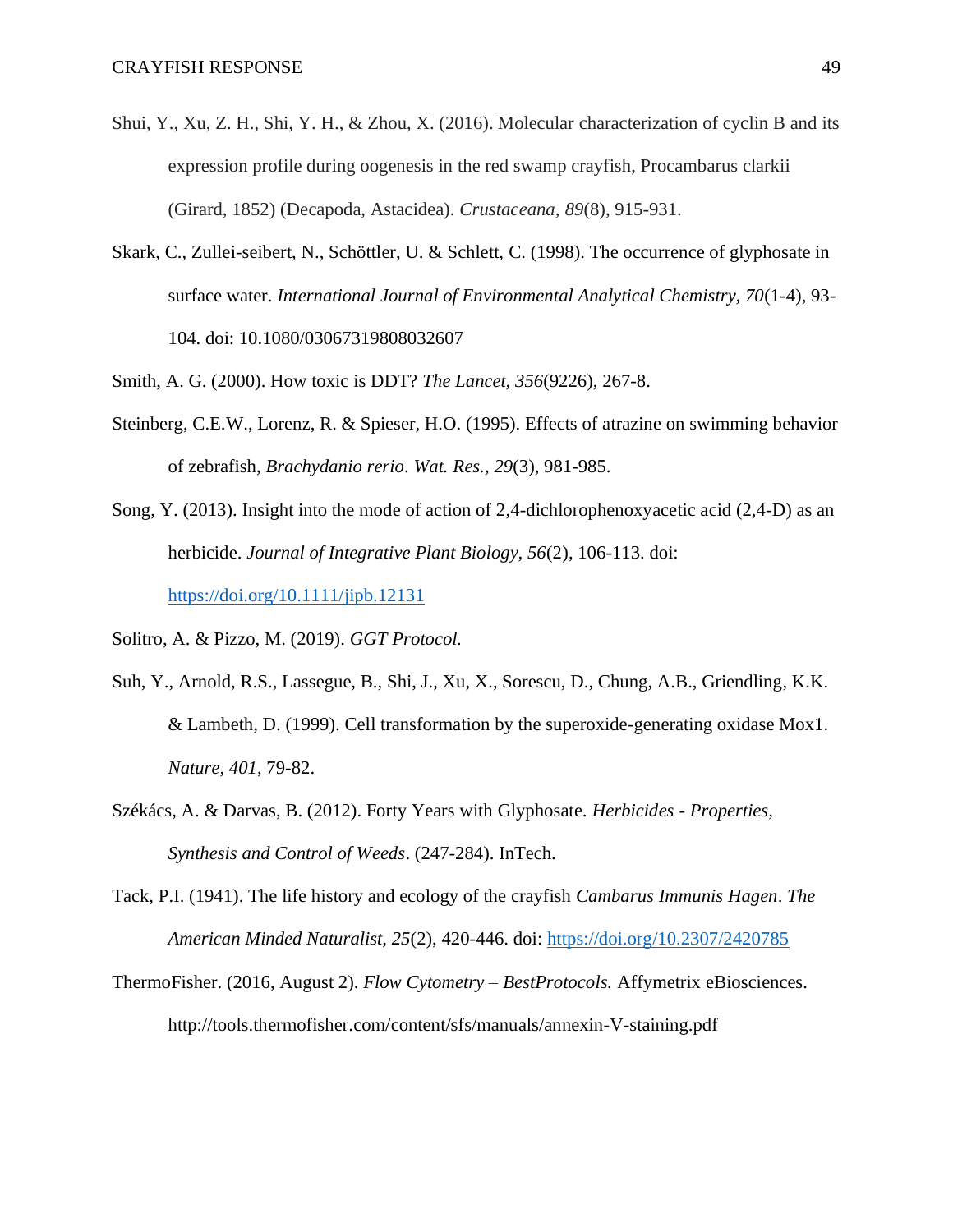Shui, Y., Xu, Z. H., Shi, Y. H., & Zhou, X. (2016). Molecular characterization of cyclin B and its expression profile during oogenesis in the red swamp crayfish, Procambarus clarkii (Girard, 1852) (Decapoda, Astacidea). *Crustaceana*, *89*(8), 915-931.

Skark, C., Zullei-seibert, N., Schöttler, U. & Schlett, C. (1998). The occurrence of glyphosate in surface water. *International Journal of Environmental Analytical Chemistry*, *70*(1-4), 93-104. doi: 10.1080/03067319808032607

Smith, A. G. (2000). How toxic is DDT? *The Lancet*, *356*(9226), 267-8.

Steinberg, C.E.W., Lorenz, R. & Spieser, H.O. (1995). Effects of atrazine on swimming behavior of zebrafish, *Brachydanio rerio*. *Wat. Res., 29*(3), 981-985.

Song, Y. (2013). Insight into the mode of action of 2,4-dichlorophenoxyacetic acid (2,4-D) as an herbicide. *Journal of Integrative Plant Biology*, *56*(2), 106-113. doi: https://doi.org/10.1111/jipb.12131

Solitro, A. & Pizzo, M. (2019). *GGT Protocol.*

Suh, Y., Arnold, R.S., Lassegue, B., Shi, J., Xu, X., Sorescu, D., Chung, A.B., Griendling, K.K. & Lambeth, D. (1999). Cell transformation by the superoxide-generating oxidase Mox1. *Nature, 401*, 79-82.

Székács, A. & Darvas, B. (2012). Forty Years with Glyphosate. *Herbicides - Properties, Synthesis and Control of Weeds*. (247-284). InTech.

Tack, P.I. (1941). The life history and ecology of the crayfish *Cambarus Immunis Hagen*. *The American Minded Naturalist, 25*(2), 420-446. doi: https://doi.org/10.2307/2420785

ThermoFisher. (2016, August 2). *Flow Cytometry – BestProtocols.* Affymetrix eBiosciences. http://tools.thermofisher.com/content/sfs/manuals/annexin-V-staining.pdf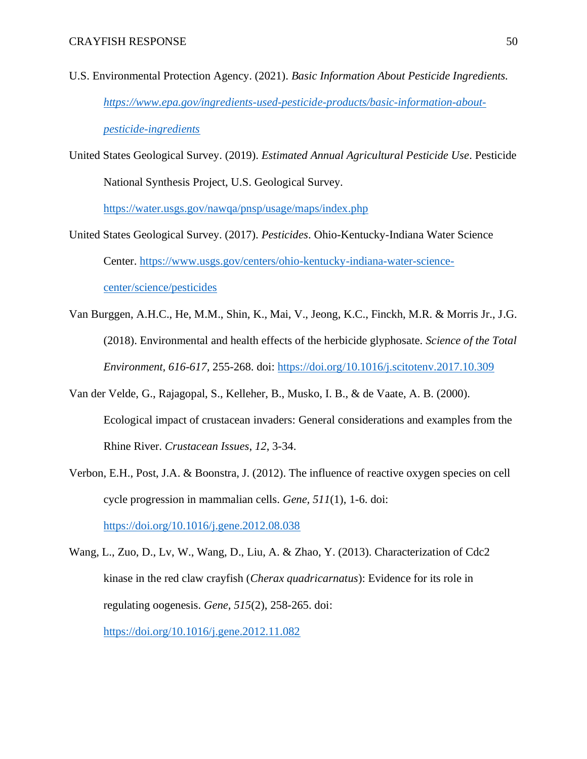U.S. Environmental Protection Agency. (2021). *Basic Information About Pesticide Ingredients.* *https://www.epa.gov/ingredients-used-pesticide-products/basic-information-about-pesticide-ingredients*

United States Geological Survey. (2019). *Estimated Annual Agricultural Pesticide Use*. Pesticide National Synthesis Project, U.S. Geological Survey. https://water.usgs.gov/nawqa/pnsp/usage/maps/index.php

United States Geological Survey. (2017). *Pesticides*. Ohio-Kentucky-Indiana Water Science Center. https://www.usgs.gov/centers/ohio-kentucky-indiana-water-science-center/science/pesticides

Van Burggen, A.H.C., He, M.M., Shin, K., Mai, V., Jeong, K.C., Finckh, M.R. & Morris Jr., J.G. (2018). Environmental and health effects of the herbicide glyphosate. *Science of the Total Environment, 616-617*, 255-268. doi: https://doi.org/10.1016/j.scitotenv.2017.10.309

Van der Velde, G., Rajagopal, S., Kelleher, B., Musko, I. B., & de Vaate, A. B. (2000). Ecological impact of crustacean invaders: General considerations and examples from the Rhine River. *Crustacean Issues*, *12*, 3-34.

Verbon, E.H., Post, J.A. & Boonstra, J. (2012). The influence of reactive oxygen species on cell cycle progression in mammalian cells. *Gene, 511*(1), 1-6. doi: https://doi.org/10.1016/j.gene.2012.08.038

Wang, L., Zuo, D., Lv, W., Wang, D., Liu, A. & Zhao, Y. (2013). Characterization of Cdc2 kinase in the red claw crayfish (*Cherax quadricarnatus*): Evidence for its role in regulating oogenesis. *Gene, 515*(2), 258-265. doi: https://doi.org/10.1016/j.gene.2012.11.082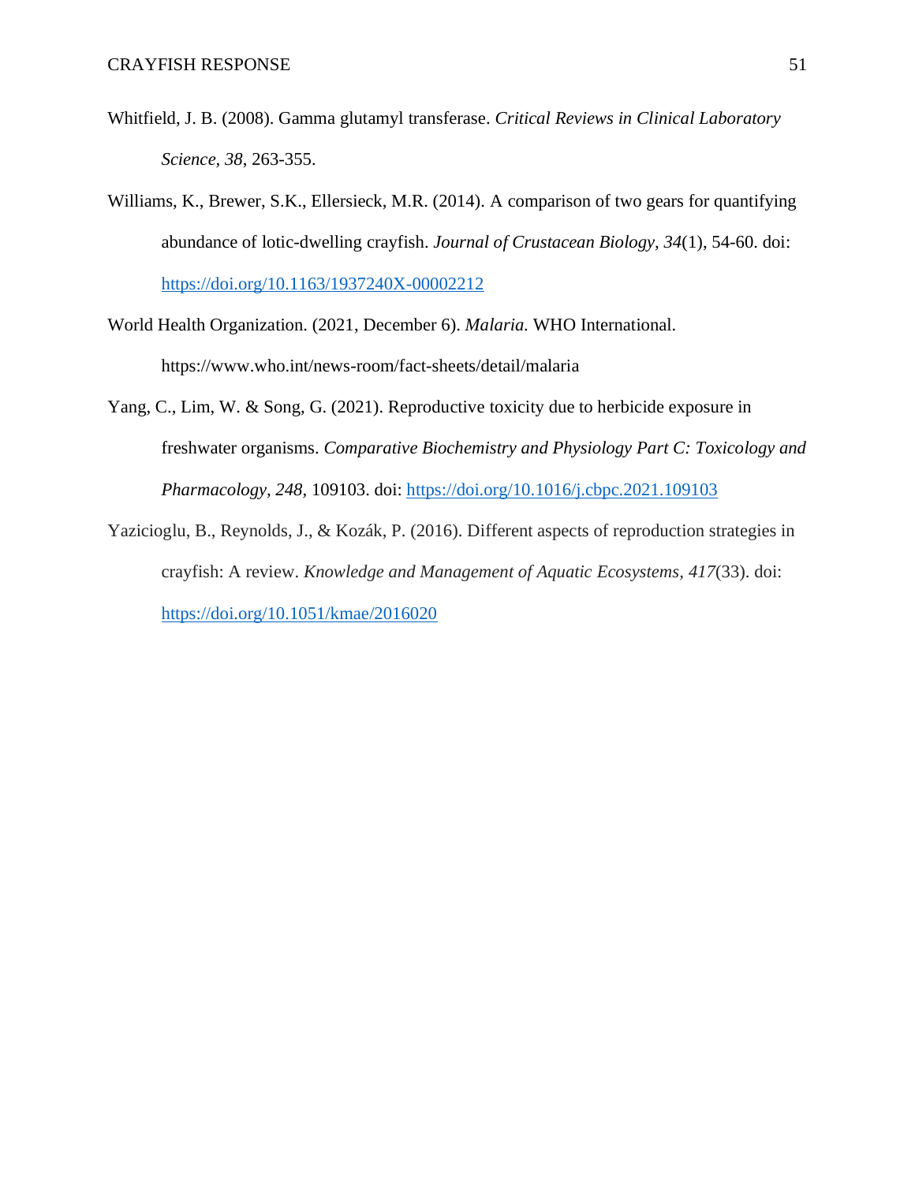Whitfield, J. B. (2008). Gamma glutamyl transferase. *Critical Reviews in Clinical Laboratory Science, 38*, 263-355.

Williams, K., Brewer, S.K., Ellersieck, M.R. (2014). A comparison of two gears for quantifying abundance of lotic-dwelling crayfish. *Journal of Crustacean Biology, 34*(1), 54-60. doi: https://doi.org/10.1163/1937240X-00002212

World Health Organization. (2021, December 6). *Malaria.* WHO International. https://www.who.int/news-room/fact-sheets/detail/malaria

Yang, C., Lim, W. & Song, G. (2021). Reproductive toxicity due to herbicide exposure in freshwater organisms. *Comparative Biochemistry and Physiology Part C: Toxicology and Pharmacology, 248*, 109103. doi: https://doi.org/10.1016/j.cbpc.2021.109103

Yazicioglu, B., Reynolds, J., & Kozák, P. (2016). Different aspects of reproduction strategies in crayfish: A review. *Knowledge and Management of Aquatic Ecosystems, 417*(33). doi: https://doi.org/10.1051/kmae/2016020